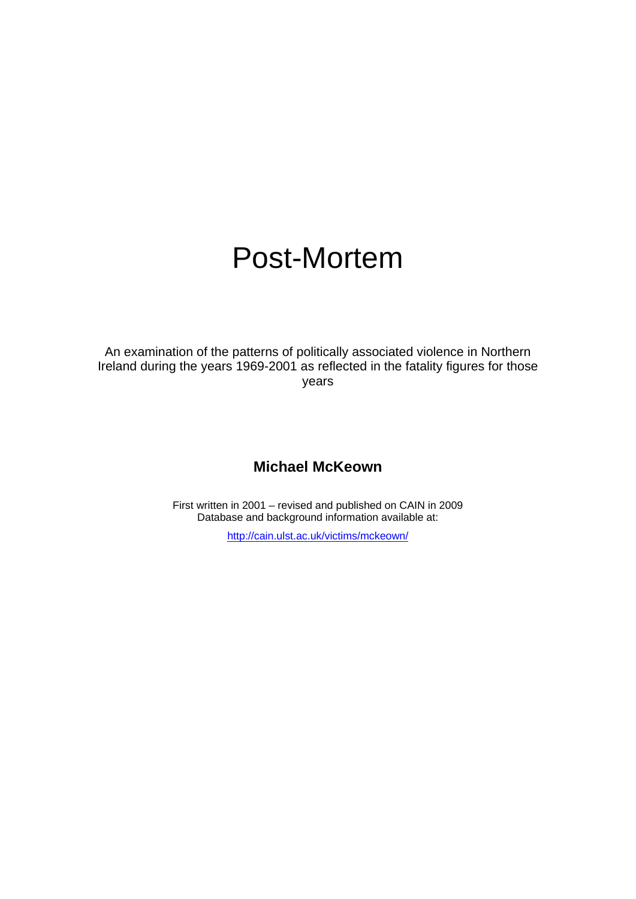# Post-Mortem

An examination of the patterns of politically associated violence in Northern Ireland during the years 1969-2001 as reflected in the fatality figures for those years

**Michael McKeown**

First written in 2001 – revised and published on CAIN in 2009
Database and background information available at:

http://cain.ulst.ac.uk/victims/mckeown/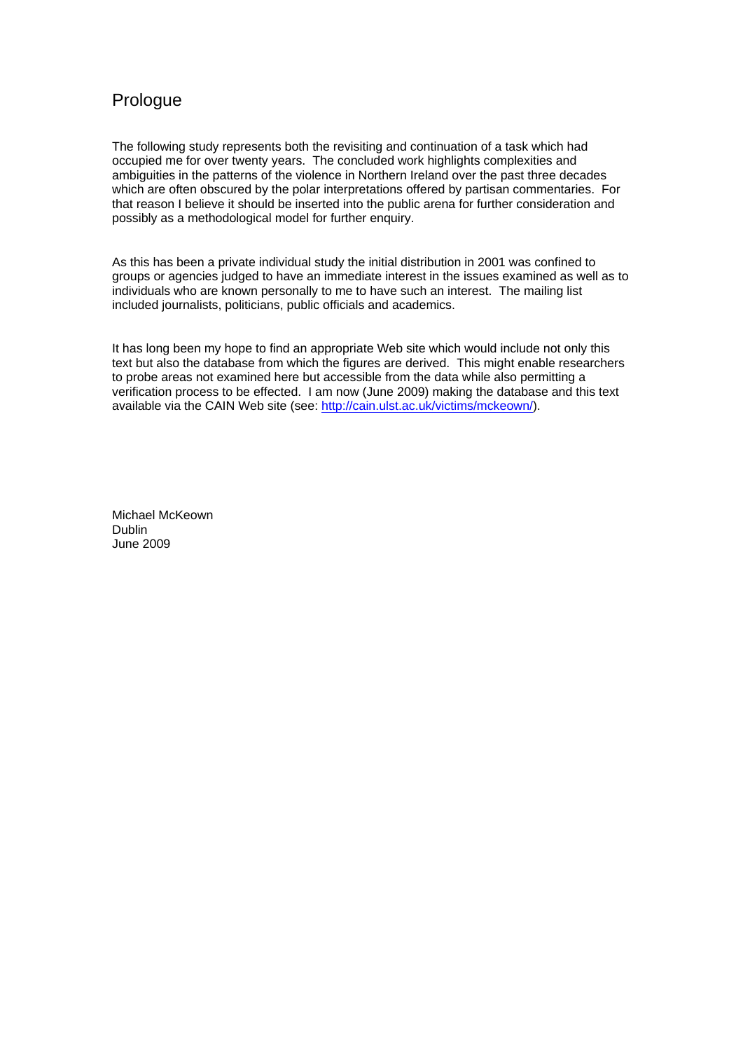# Prologue

The following study represents both the revisiting and continuation of a task which had occupied me for over twenty years. The concluded work highlights complexities and ambiguities in the patterns of the violence in Northern Ireland over the past three decades which are often obscured by the polar interpretations offered by partisan commentaries. For that reason I believe it should be inserted into the public arena for further consideration and possibly as a methodological model for further enquiry.

As this has been a private individual study the initial distribution in 2001 was confined to groups or agencies judged to have an immediate interest in the issues examined as well as to individuals who are known personally to me to have such an interest. The mailing list included journalists, politicians, public officials and academics.

It has long been my hope to find an appropriate Web site which would include not only this text but also the database from which the figures are derived. This might enable researchers to probe areas not examined here but accessible from the data while also permitting a verification process to be effected. I am now (June 2009) making the database and this text available via the CAIN Web site (see: [http://cain.ulst.ac.uk/victims/mckeown/](http://cain.ulst.ac.uk/victims/mckeown/)).

Michael McKeown
Dublin
June 2009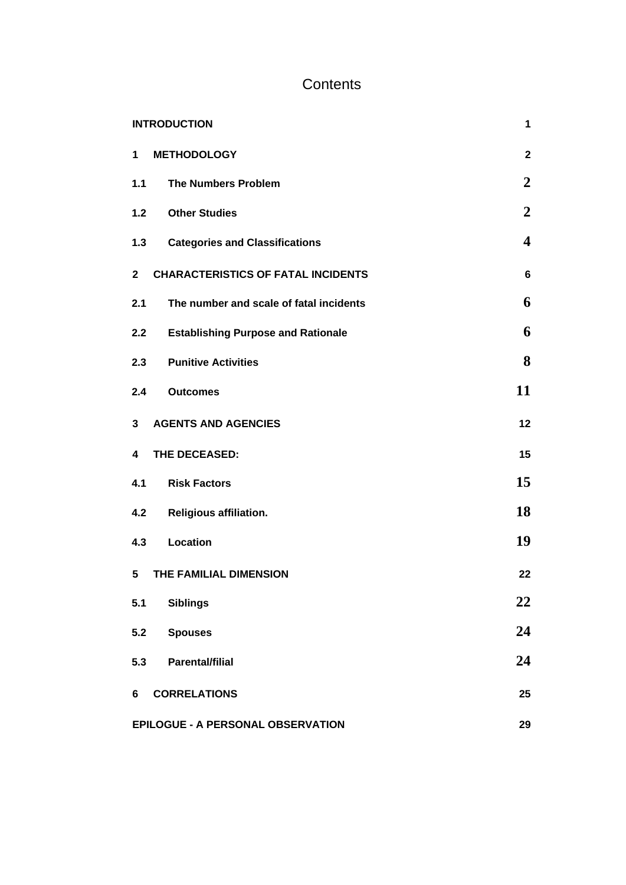# Contents

| | | |
|---|---|---|
| **INTRODUCTION** | | **1** |
| **1** | **METHODOLOGY** | **2** |
| **1.1** | **The Numbers Problem** | **2** |
| **1.2** | **Other Studies** | **2** |
| **1.3** | **Categories and Classifications** | **4** |
| **2** | **CHARACTERISTICS OF FATAL INCIDENTS** | **6** |
| **2.1** | **The number and scale of fatal incidents** | **6** |
| **2.2** | **Establishing Purpose and Rationale** | **6** |
| **2.3** | **Punitive Activities** | **8** |
| **2.4** | **Outcomes** | **11** |
| **3** | **AGENTS AND AGENCIES** | **12** |
| **4** | **THE DECEASED:** | **15** |
| **4.1** | **Risk Factors** | **15** |
| **4.2** | **Religious affiliation.** | **18** |
| **4.3** | **Location** | **19** |
| **5** | **THE FAMILIAL DIMENSION** | **22** |
| **5.1** | **Siblings** | **22** |
| **5.2** | **Spouses** | **24** |
| **5.3** | **Parental/filial** | **24** |
| **6** | **CORRELATIONS** | **25** |
| **EPILOGUE - A PERSONAL OBSERVATION** | | **29** |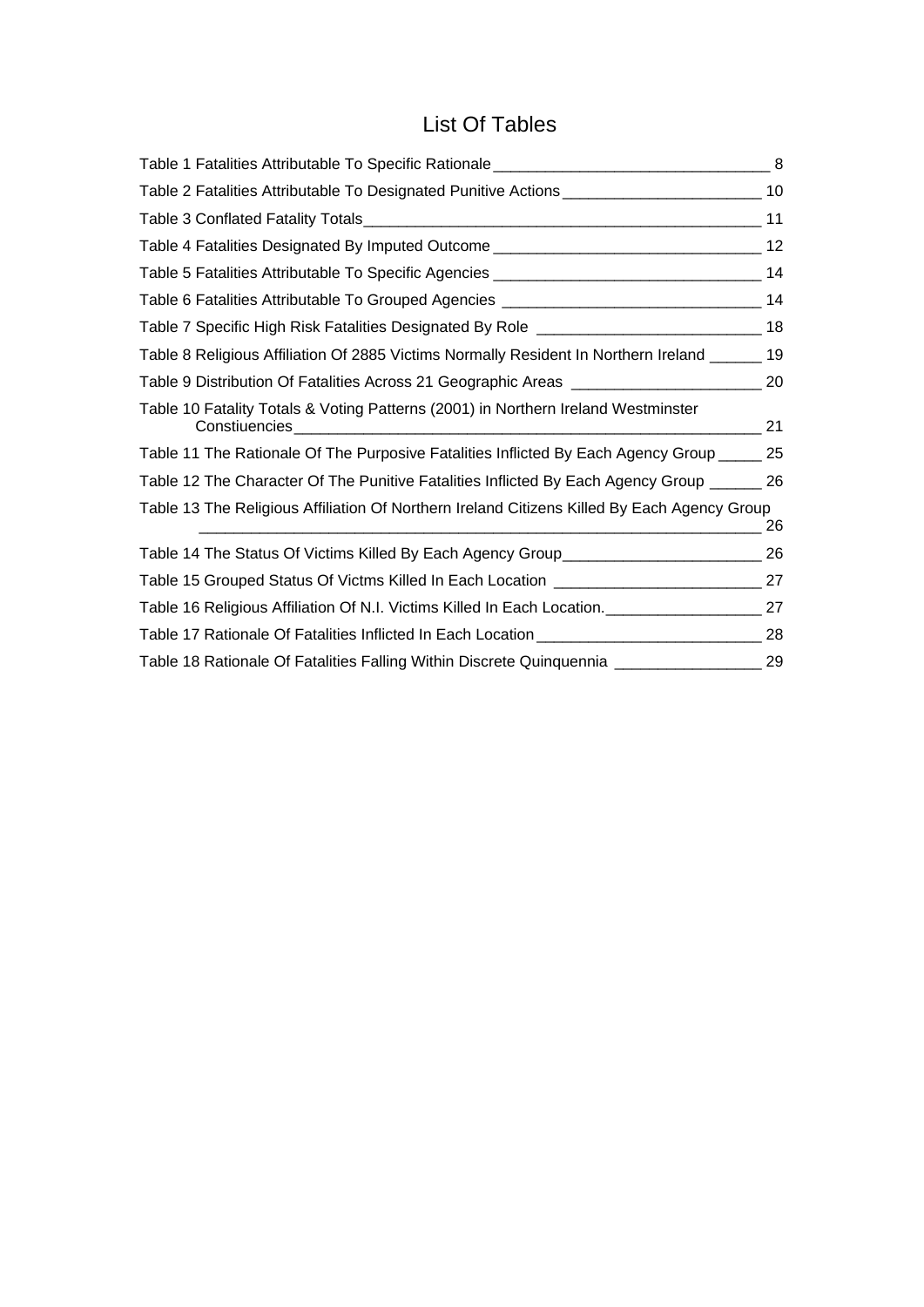# List Of Tables

Table 1 Fatalities Attributable To Specific Rationale 8

Table 2 Fatalities Attributable To Designated Punitive Actions 10

Table 3 Conflated Fatality Totals 11

Table 4 Fatalities Designated By Imputed Outcome 12

Table 5 Fatalities Attributable To Specific Agencies 14

Table 6 Fatalities Attributable To Grouped Agencies 14

Table 7 Specific High Risk Fatalities Designated By Role 18

Table 8 Religious Affiliation Of 2885 Victims Normally Resident In Northern Ireland 19

Table 9 Distribution Of Fatalities Across 21 Geographic Areas 20

Table 10 Fatality Totals & Voting Patterns (2001) in Northern Ireland Westminster Constiuencies 21

Table 11 The Rationale Of The Purposive Fatalities Inflicted By Each Agency Group 25

Table 12 The Character Of The Punitive Fatalities Inflicted By Each Agency Group 26

Table 13 The Religious Affiliation Of Northern Ireland Citizens Killed By Each Agency Group 26

Table 14 The Status Of Victims Killed By Each Agency Group 26

Table 15 Grouped Status Of Victms Killed In Each Location 27

Table 16 Religious Affiliation Of N.I. Victims Killed In Each Location. 27

Table 17 Rationale Of Fatalities Inflicted In Each Location 28

Table 18 Rationale Of Fatalities Falling Within Discrete Quinquennia 29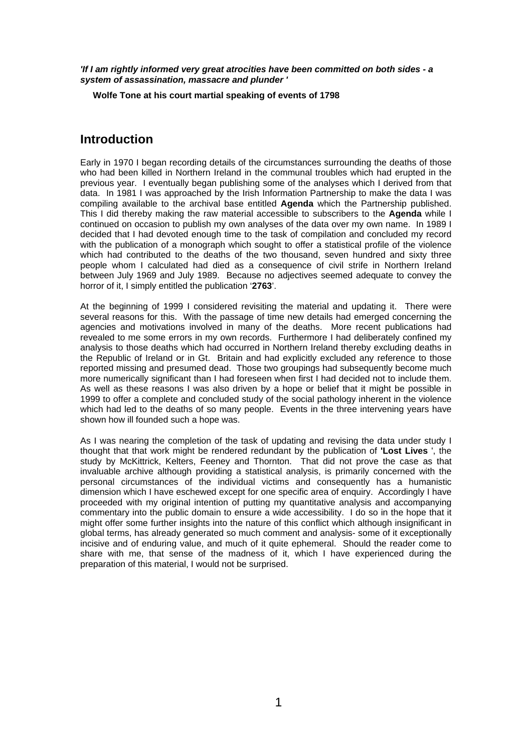***'If I am rightly informed very great atrocities have been committed on both sides - a system of assassination, massacre and plunder '***

**Wolfe Tone at his court martial speaking of events of 1798**

## Introduction

Early in 1970 I began recording details of the circumstances surrounding the deaths of those who had been killed in Northern Ireland in the communal troubles which had erupted in the previous year. I eventually began publishing some of the analyses which I derived from that data. In 1981 I was approached by the Irish Information Partnership to make the data I was compiling available to the archival base entitled **Agenda** which the Partnership published. This I did thereby making the raw material accessible to subscribers to the **Agenda** while I continued on occasion to publish my own analyses of the data over my own name. In 1989 I decided that I had devoted enough time to the task of compilation and concluded my record with the publication of a monograph which sought to offer a statistical profile of the violence which had contributed to the deaths of the two thousand, seven hundred and sixty three people whom I calculated had died as a consequence of civil strife in Northern Ireland between July 1969 and July 1989. Because no adjectives seemed adequate to convey the horror of it, I simply entitled the publication '**2763**'.

At the beginning of 1999 I considered revisiting the material and updating it. There were several reasons for this. With the passage of time new details had emerged concerning the agencies and motivations involved in many of the deaths. More recent publications had revealed to me some errors in my own records. Furthermore I had deliberately confined my analysis to those deaths which had occurred in Northern Ireland thereby excluding deaths in the Republic of Ireland or in Gt. Britain and had explicitly excluded any reference to those reported missing and presumed dead. Those two groupings had subsequently become much more numerically significant than I had foreseen when first I had decided not to include them. As well as these reasons I was also driven by a hope or belief that it might be possible in 1999 to offer a complete and concluded study of the social pathology inherent in the violence which had led to the deaths of so many people. Events in the three intervening years have shown how ill founded such a hope was.

As I was nearing the completion of the task of updating and revising the data under study I thought that that work might be rendered redundant by the publication of **'Lost Lives** ', the study by McKittrick, Kelters, Feeney and Thornton. That did not prove the case as that invaluable archive although providing a statistical analysis, is primarily concerned with the personal circumstances of the individual victims and consequently has a humanistic dimension which I have eschewed except for one specific area of enquiry. Accordingly I have proceeded with my original intention of putting my quantitative analysis and accompanying commentary into the public domain to ensure a wide accessibility. I do so in the hope that it might offer some further insights into the nature of this conflict which although insignificant in global terms, has already generated so much comment and analysis- some of it exceptionally incisive and of enduring value, and much of it quite ephemeral. Should the reader come to share with me, that sense of the madness of it, which I have experienced during the preparation of this material, I would not be surprised.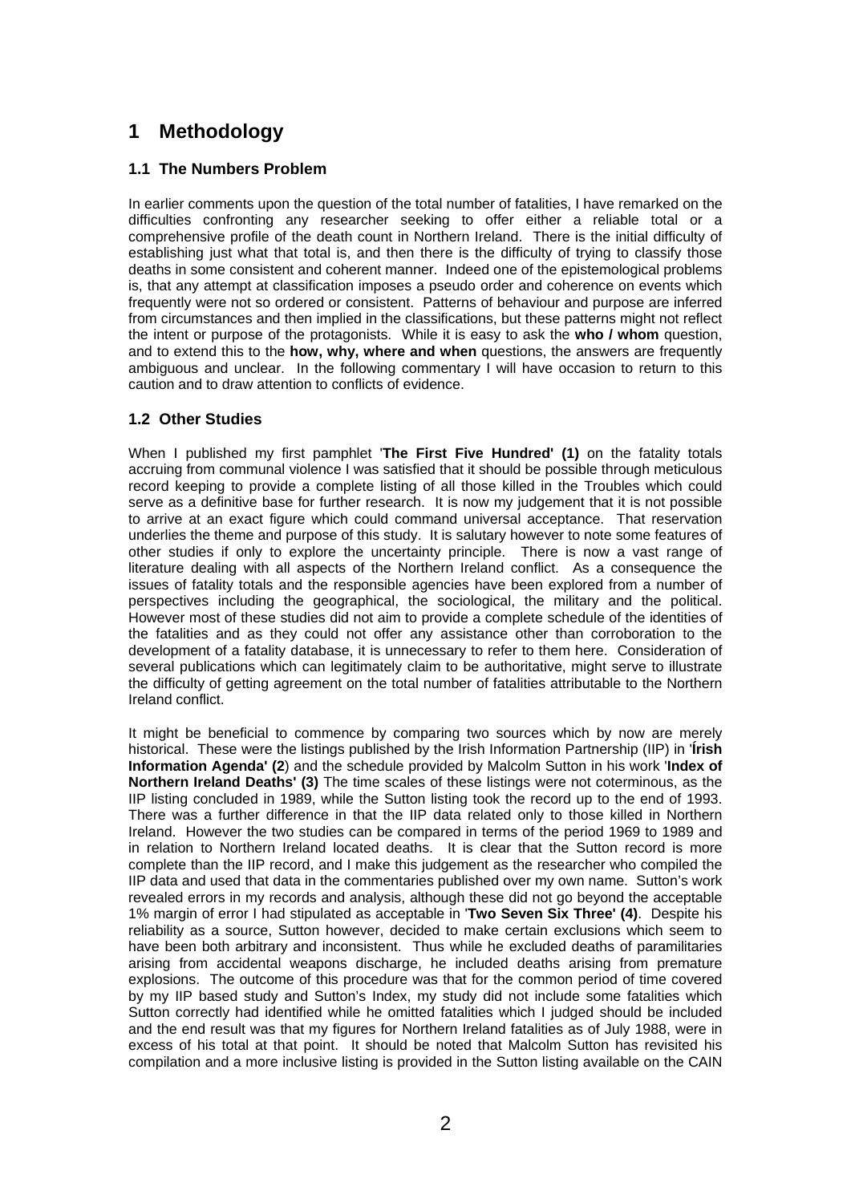# 1 Methodology

## 1.1 The Numbers Problem

In earlier comments upon the question of the total number of fatalities, I have remarked on the difficulties confronting any researcher seeking to offer either a reliable total or a comprehensive profile of the death count in Northern Ireland. There is the initial difficulty of establishing just what that total is, and then there is the difficulty of trying to classify those deaths in some consistent and coherent manner. Indeed one of the epistemological problems is, that any attempt at classification imposes a pseudo order and coherence on events which frequently were not so ordered or consistent. Patterns of behaviour and purpose are inferred from circumstances and then implied in the classifications, but these patterns might not reflect the intent or purpose of the protagonists. While it is easy to ask the **who / whom** question, and to extend this to the **how, why, where and when** questions, the answers are frequently ambiguous and unclear. In the following commentary I will have occasion to return to this caution and to draw attention to conflicts of evidence.

## 1.2 Other Studies

When I published my first pamphlet '**The First Five Hundred' (1)** on the fatality totals accruing from communal violence I was satisfied that it should be possible through meticulous record keeping to provide a complete listing of all those killed in the Troubles which could serve as a definitive base for further research. It is now my judgement that it is not possible to arrive at an exact figure which could command universal acceptance. That reservation underlies the theme and purpose of this study. It is salutary however to note some features of other studies if only to explore the uncertainty principle. There is now a vast range of literature dealing with all aspects of the Northern Ireland conflict. As a consequence the issues of fatality totals and the responsible agencies have been explored from a number of perspectives including the geographical, the sociological, the military and the political. However most of these studies did not aim to provide a complete schedule of the identities of the fatalities and as they could not offer any assistance other than corroboration to the development of a fatality database, it is unnecessary to refer to them here. Consideration of several publications which can legitimately claim to be authoritative, might serve to illustrate the difficulty of getting agreement on the total number of fatalities attributable to the Northern Ireland conflict.

It might be beneficial to commence by comparing two sources which by now are merely historical. These were the listings published by the Irish Information Partnership (IIP) in '**Írish Information Agenda' (2**) and the schedule provided by Malcolm Sutton in his work '**Index of Northern Ireland Deaths' (3)** The time scales of these listings were not coterminous, as the IIP listing concluded in 1989, while the Sutton listing took the record up to the end of 1993. There was a further difference in that the IIP data related only to those killed in Northern Ireland. However the two studies can be compared in terms of the period 1969 to 1989 and in relation to Northern Ireland located deaths. It is clear that the Sutton record is more complete than the IIP record, and I make this judgement as the researcher who compiled the IIP data and used that data in the commentaries published over my own name. Sutton's work revealed errors in my records and analysis, although these did not go beyond the acceptable 1% margin of error I had stipulated as acceptable in '**Two Seven Six Three' (4)**. Despite his reliability as a source, Sutton however, decided to make certain exclusions which seem to have been both arbitrary and inconsistent. Thus while he excluded deaths of paramilitaries arising from accidental weapons discharge, he included deaths arising from premature explosions. The outcome of this procedure was that for the common period of time covered by my IIP based study and Sutton's Index, my study did not include some fatalities which Sutton correctly had identified while he omitted fatalities which I judged should be included and the end result was that my figures for Northern Ireland fatalities as of July 1988, were in excess of his total at that point. It should be noted that Malcolm Sutton has revisited his compilation and a more inclusive listing is provided in the Sutton listing available on the CAIN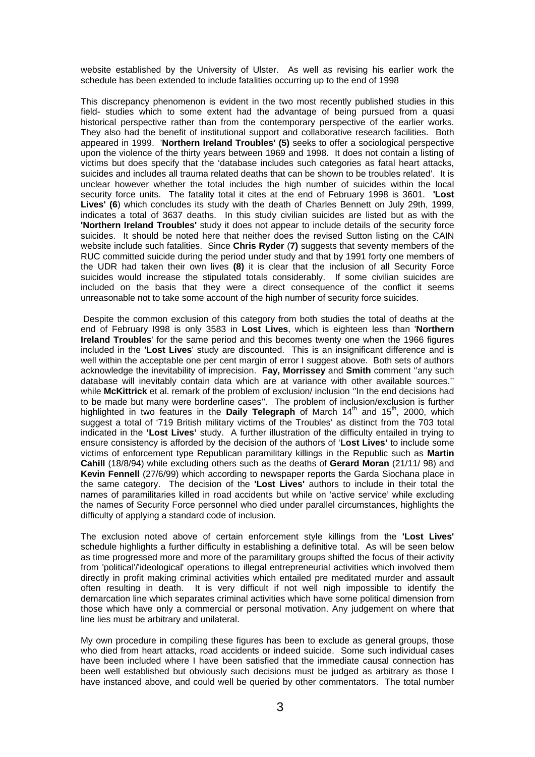website established by the University of Ulster. As well as revising his earlier work the schedule has been extended to include fatalities occurring up to the end of 1998

This discrepancy phenomenon is evident in the two most recently published studies in this field- studies which to some extent had the advantage of being pursued from a quasi historical perspective rather than from the contemporary perspective of the earlier works. They also had the benefit of institutional support and collaborative research facilities. Both appeared in 1999. '**Northern Ireland Troubles' (5)** seeks to offer a sociological perspective upon the violence of the thirty years between 1969 and 1998. It does not contain a listing of victims but does specify that the 'database includes such categories as fatal heart attacks, suicides and includes all trauma related deaths that can be shown to be troubles related'. It is unclear however whether the total includes the high number of suicides within the local security force units. The fatality total it cites at the end of February 1998 is 3601. **'Lost Lives' (6**) which concludes its study with the death of Charles Bennett on July 29th, 1999, indicates a total of 3637 deaths. In this study civilian suicides are listed but as with the **'Northern Ireland Troubles'** study it does not appear to include details of the security force suicides. It should be noted here that neither does the revised Sutton listing on the CAIN website include such fatalities. Since **Chris Ryder** (**7)** suggests that seventy members of the RUC committed suicide during the period under study and that by 1991 forty one members of the UDR had taken their own lives **(8)** it is clear that the inclusion of all Security Force suicides would increase the stipulated totals considerably. If some civilian suicides are included on the basis that they were a direct consequence of the conflict it seems unreasonable not to take some account of the high number of security force suicides.

Despite the common exclusion of this category from both studies the total of deaths at the end of February I998 is only 3583 in **Lost Lives**, which is eighteen less than '**Northern Ireland Troubles**' for the same period and this becomes twenty one when the 1966 figures included in the **'Lost Lives**' study are discounted. This is an insignificant difference and is well within the acceptable one per cent margin of error I suggest above. Both sets of authors acknowledge the inevitability of imprecision. **Fay, Morrissey** and **Smith** comment ''any such database will inevitably contain data which are at variance with other available sources.'' while **McKittrick** et al. remark of the problem of exclusion/ inclusion ''In the end decisions had to be made but many were borderline cases''. The problem of inclusion/exclusion is further highlighted in two features in the **Daily Telegraph** of March 14th and 15th, 2000, which suggest a total of '719 British military victims of the Troubles' as distinct from the 703 total indicated in the **'Lost Lives'** study. A further illustration of the difficulty entailed in trying to ensure consistency is afforded by the decision of the authors of '**Lost Lives'** to include some victims of enforcement type Republican paramilitary killings in the Republic such as **Martin Cahill** (18/8/94) while excluding others such as the deaths of **Gerard Moran** (21/11/ 98) and **Kevin Fennell** (27/6/99) which according to newspaper reports the Garda Siochana place in the same category. The decision of the **'Lost Lives'** authors to include in their total the names of paramilitaries killed in road accidents but while on 'active service' while excluding the names of Security Force personnel who died under parallel circumstances, highlights the difficulty of applying a standard code of inclusion.

The exclusion noted above of certain enforcement style killings from the **'Lost Lives'** schedule highlights a further difficulty in establishing a definitive total. As will be seen below as time progressed more and more of the paramilitary groups shifted the focus of their activity from 'political'/'ideological' operations to illegal entrepreneurial activities which involved them directly in profit making criminal activities which entailed pre meditated murder and assault often resulting in death. It is very difficult if not well nigh impossible to identify the demarcation line which separates criminal activities which have some political dimension from those which have only a commercial or personal motivation. Any judgement on where that line lies must be arbitrary and unilateral.

My own procedure in compiling these figures has been to exclude as general groups, those who died from heart attacks, road accidents or indeed suicide. Some such individual cases have been included where I have been satisfied that the immediate causal connection has been well established but obviously such decisions must be judged as arbitrary as those I have instanced above, and could well be queried by other commentators. The total number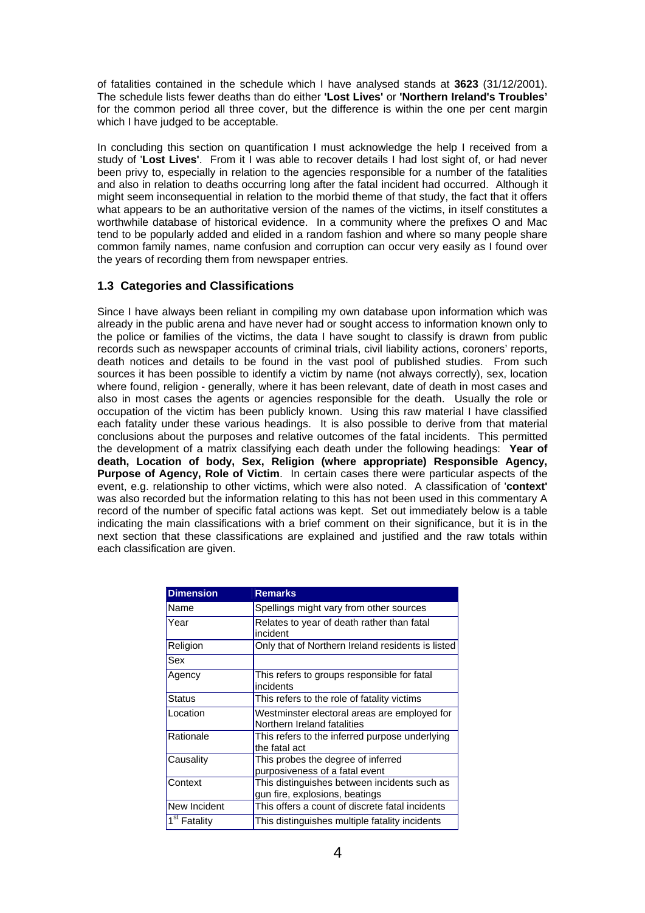of fatalities contained in the schedule which I have analysed stands at **3623** (31/12/2001). The schedule lists fewer deaths than do either **'Lost Lives'** or **'Northern Ireland's Troubles'** for the common period all three cover, but the difference is within the one per cent margin which I have judged to be acceptable.

In concluding this section on quantification I must acknowledge the help I received from a study of '**Lost Lives'**. From it I was able to recover details I had lost sight of, or had never been privy to, especially in relation to the agencies responsible for a number of the fatalities and also in relation to deaths occurring long after the fatal incident had occurred. Although it might seem inconsequential in relation to the morbid theme of that study, the fact that it offers what appears to be an authoritative version of the names of the victims, in itself constitutes a worthwhile database of historical evidence. In a community where the prefixes O and Mac tend to be popularly added and elided in a random fashion and where so many people share common family names, name confusion and corruption can occur very easily as I found over the years of recording them from newspaper entries.

## 1.3 Categories and Classifications

Since I have always been reliant in compiling my own database upon information which was already in the public arena and have never had or sought access to information known only to the police or families of the victims, the data I have sought to classify is drawn from public records such as newspaper accounts of criminal trials, civil liability actions, coroners' reports, death notices and details to be found in the vast pool of published studies. From such sources it has been possible to identify a victim by name (not always correctly), sex, location where found, religion - generally, where it has been relevant, date of death in most cases and also in most cases the agents or agencies responsible for the death. Usually the role or occupation of the victim has been publicly known. Using this raw material I have classified each fatality under these various headings. It is also possible to derive from that material conclusions about the purposes and relative outcomes of the fatal incidents. This permitted the development of a matrix classifying each death under the following headings: **Year of death, Location of body, Sex, Religion (where appropriate) Responsible Agency, Purpose of Agency, Role of Victim**. In certain cases there were particular aspects of the event, e.g. relationship to other victims, which were also noted. A classification of '**context'** was also recorded but the information relating to this has not been used in this commentary A record of the number of specific fatal actions was kept. Set out immediately below is a table indicating the main classifications with a brief comment on their significance, but it is in the next section that these classifications are explained and justified and the raw totals within each classification are given.

| Dimension | Remarks |
|---|---|
| Name | Spellings might vary from other sources |
| Year | Relates to year of death rather than fatal incident |
| Religion | Only that of Northern Ireland residents is listed |
| Sex | |
| Agency | This refers to groups responsible for fatal incidents |
| Status | This refers to the role of fatality victims |
| Location | Westminster electoral areas are employed for Northern Ireland fatalities |
| Rationale | This refers to the inferred purpose underlying the fatal act |
| Causality | This probes the degree of inferred purposiveness of a fatal event |
| Context | This distinguishes between incidents such as gun fire, explosions, beatings |
| New Incident | This offers a count of discrete fatal incidents |
| 1st Fatality | This distinguishes multiple fatality incidents |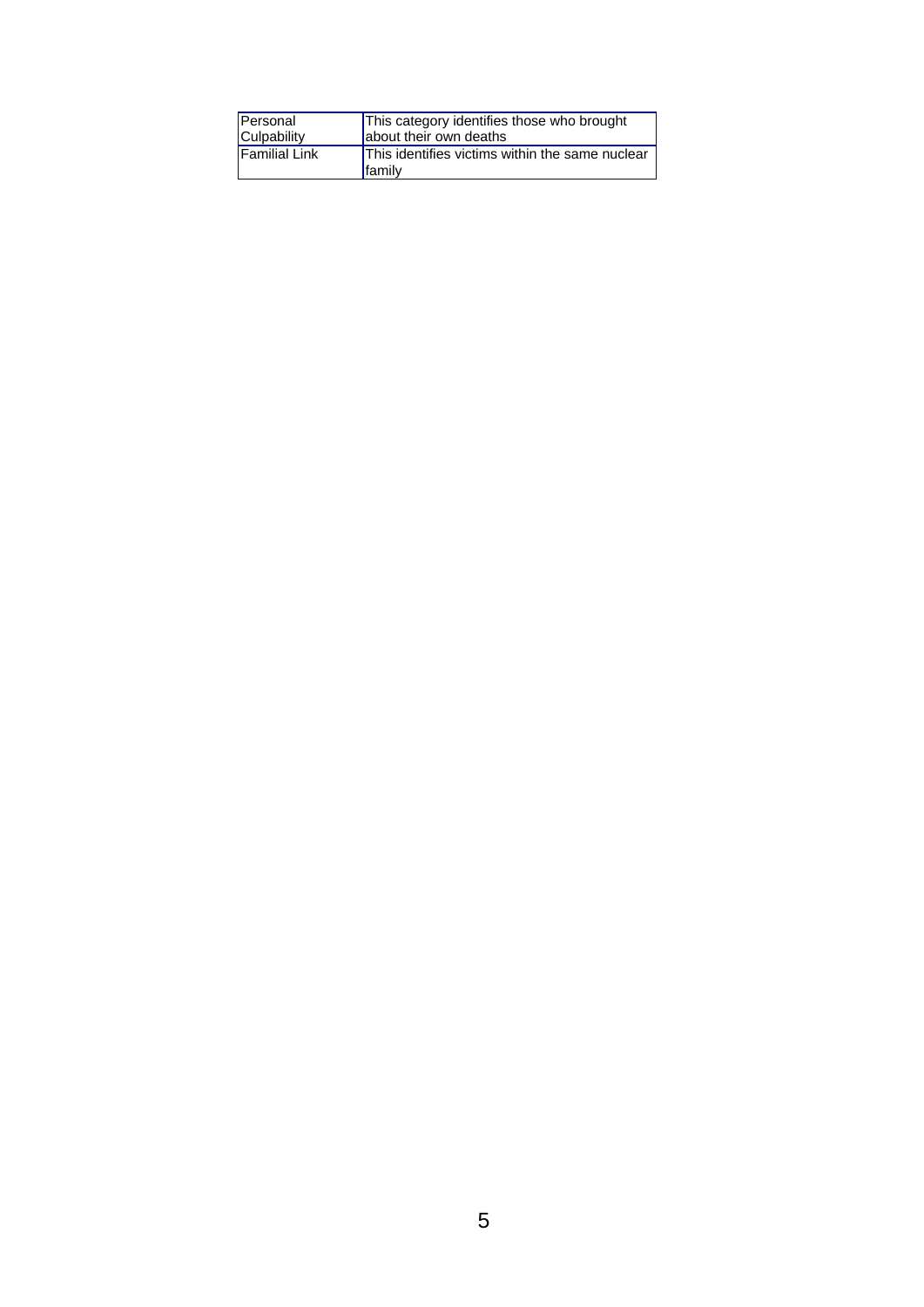| | |
|---|---|
| Personal Culpability | This category identifies those who brought about their own deaths |
| Familial Link | This identifies victims within the same nuclear family |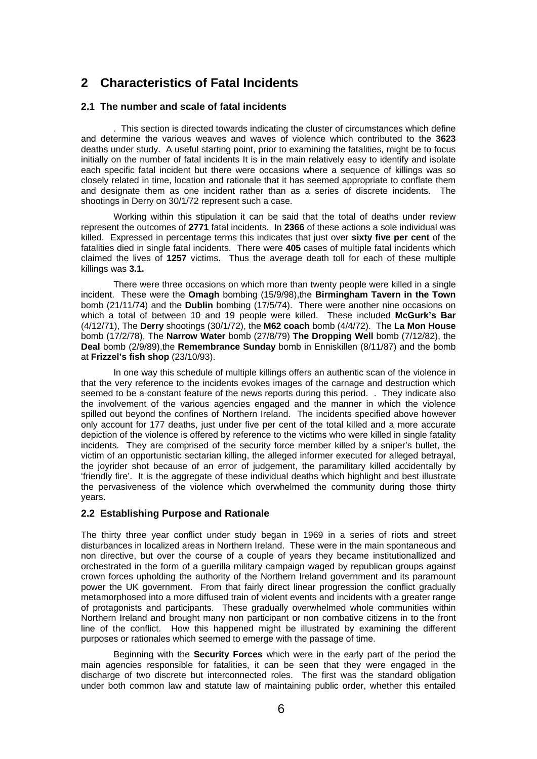## 2 Characteristics of Fatal Incidents

### 2.1 The number and scale of fatal incidents

. This section is directed towards indicating the cluster of circumstances which define and determine the various weaves and waves of violence which contributed to the **3623** deaths under study. A useful starting point, prior to examining the fatalities, might be to focus initially on the number of fatal incidents It is in the main relatively easy to identify and isolate each specific fatal incident but there were occasions where a sequence of killings was so closely related in time, location and rationale that it has seemed appropriate to conflate them and designate them as one incident rather than as a series of discrete incidents. The shootings in Derry on 30/1/72 represent such a case.

Working within this stipulation it can be said that the total of deaths under review represent the outcomes of **2771** fatal incidents. In **2366** of these actions a sole individual was killed. Expressed in percentage terms this indicates that just over **sixty five per cent** of the fatalities died in single fatal incidents. There were **405** cases of multiple fatal incidents which claimed the lives of **1257** victims. Thus the average death toll for each of these multiple killings was **3.1.**

There were three occasions on which more than twenty people were killed in a single incident. These were the **Omagh** bombing (15/9/98),the **Birmingham Tavern in the Town** bomb (21/11/74) and the **Dublin** bombing (17/5/74). There were another nine occasions on which a total of between 10 and 19 people were killed. These included **McGurk's Bar** (4/12/71), The **Derry** shootings (30/1/72), the **M62 coach** bomb (4/4/72). The **La Mon House** bomb (17/2/78), The **Narrow Water** bomb (27/8/79) **The Dropping Well** bomb (7/12/82), the **Deal** bomb (2/9/89),the **Remembrance Sunday** bomb in Enniskillen (8/11/87) and the bomb at **Frizzel's fish shop** (23/10/93).

In one way this schedule of multiple killings offers an authentic scan of the violence in that the very reference to the incidents evokes images of the carnage and destruction which seemed to be a constant feature of the news reports during this period. . They indicate also the involvement of the various agencies engaged and the manner in which the violence spilled out beyond the confines of Northern Ireland. The incidents specified above however only account for 177 deaths, just under five per cent of the total killed and a more accurate depiction of the violence is offered by reference to the victims who were killed in single fatality incidents. They are comprised of the security force member killed by a sniper's bullet, the victim of an opportunistic sectarian killing, the alleged informer executed for alleged betrayal, the joyrider shot because of an error of judgement, the paramilitary killed accidentally by 'friendly fire'. It is the aggregate of these individual deaths which highlight and best illustrate the pervasiveness of the violence which overwhelmed the community during those thirty years.

### 2.2 Establishing Purpose and Rationale

The thirty three year conflict under study began in 1969 in a series of riots and street disturbances in localized areas in Northern Ireland. These were in the main spontaneous and non directive, but over the course of a couple of years they became institutionallized and orchestrated in the form of a guerilla military campaign waged by republican groups against crown forces upholding the authority of the Northern Ireland government and its paramount power the UK government. From that fairly direct linear progression the conflict gradually metamorphosed into a more diffused train of violent events and incidents with a greater range of protagonists and participants. These gradually overwhelmed whole communities within Northern Ireland and brought many non participant or non combative citizens in to the front line of the conflict. How this happened might be illustrated by examining the different purposes or rationales which seemed to emerge with the passage of time.

Beginning with the **Security Forces** which were in the early part of the period the main agencies responsible for fatalities, it can be seen that they were engaged in the discharge of two discrete but interconnected roles. The first was the standard obligation under both common law and statute law of maintaining public order, whether this entailed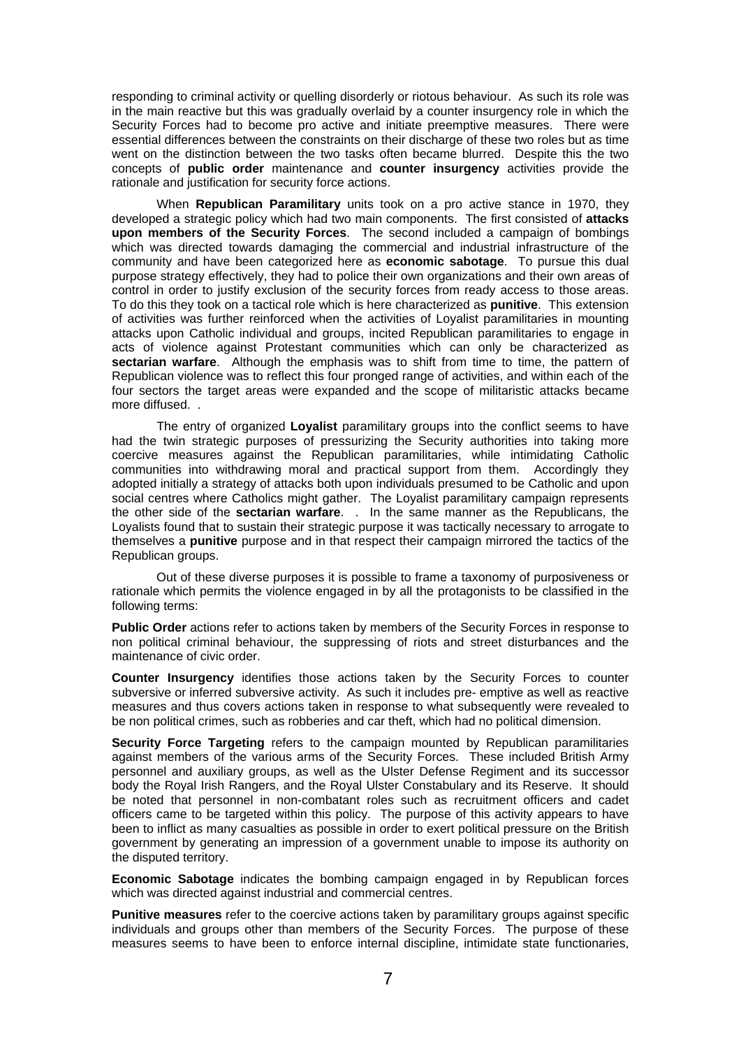responding to criminal activity or quelling disorderly or riotous behaviour. As such its role was in the main reactive but this was gradually overlaid by a counter insurgency role in which the Security Forces had to become pro active and initiate preemptive measures. There were essential differences between the constraints on their discharge of these two roles but as time went on the distinction between the two tasks often became blurred. Despite this the two concepts of **public order** maintenance and **counter insurgency** activities provide the rationale and justification for security force actions.

When **Republican Paramilitary** units took on a pro active stance in 1970, they developed a strategic policy which had two main components. The first consisted of **attacks upon members of the Security Forces**. The second included a campaign of bombings which was directed towards damaging the commercial and industrial infrastructure of the community and have been categorized here as **economic sabotage**. To pursue this dual purpose strategy effectively, they had to police their own organizations and their own areas of control in order to justify exclusion of the security forces from ready access to those areas. To do this they took on a tactical role which is here characterized as **punitive**. This extension of activities was further reinforced when the activities of Loyalist paramilitaries in mounting attacks upon Catholic individual and groups, incited Republican paramilitaries to engage in acts of violence against Protestant communities which can only be characterized as **sectarian warfare**. Although the emphasis was to shift from time to time, the pattern of Republican violence was to reflect this four pronged range of activities, and within each of the four sectors the target areas were expanded and the scope of militaristic attacks became more diffused. .

The entry of organized **Loyalist** paramilitary groups into the conflict seems to have had the twin strategic purposes of pressurizing the Security authorities into taking more coercive measures against the Republican paramilitaries, while intimidating Catholic communities into withdrawing moral and practical support from them. Accordingly they adopted initially a strategy of attacks both upon individuals presumed to be Catholic and upon social centres where Catholics might gather. The Loyalist paramilitary campaign represents the other side of the **sectarian warfare**. . In the same manner as the Republicans, the Loyalists found that to sustain their strategic purpose it was tactically necessary to arrogate to themselves a **punitive** purpose and in that respect their campaign mirrored the tactics of the Republican groups.

Out of these diverse purposes it is possible to frame a taxonomy of purposiveness or rationale which permits the violence engaged in by all the protagonists to be classified in the following terms:

**Public Order** actions refer to actions taken by members of the Security Forces in response to non political criminal behaviour, the suppressing of riots and street disturbances and the maintenance of civic order.

**Counter Insurgency** identifies those actions taken by the Security Forces to counter subversive or inferred subversive activity. As such it includes pre- emptive as well as reactive measures and thus covers actions taken in response to what subsequently were revealed to be non political crimes, such as robberies and car theft, which had no political dimension.

**Security Force Targeting** refers to the campaign mounted by Republican paramilitaries against members of the various arms of the Security Forces. These included British Army personnel and auxiliary groups, as well as the Ulster Defense Regiment and its successor body the Royal Irish Rangers, and the Royal Ulster Constabulary and its Reserve. It should be noted that personnel in non-combatant roles such as recruitment officers and cadet officers came to be targeted within this policy. The purpose of this activity appears to have been to inflict as many casualties as possible in order to exert political pressure on the British government by generating an impression of a government unable to impose its authority on the disputed territory.

**Economic Sabotage** indicates the bombing campaign engaged in by Republican forces which was directed against industrial and commercial centres.

**Punitive measures** refer to the coercive actions taken by paramilitary groups against specific individuals and groups other than members of the Security Forces. The purpose of these measures seems to have been to enforce internal discipline, intimidate state functionaries,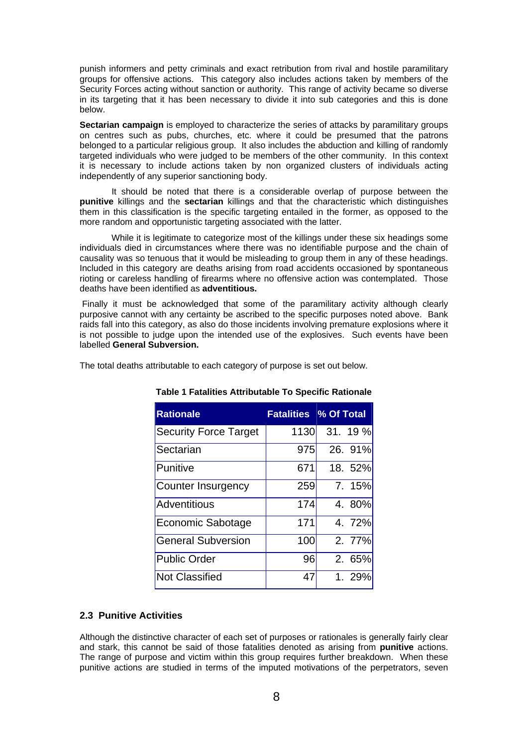punish informers and petty criminals and exact retribution from rival and hostile paramilitary groups for offensive actions. This category also includes actions taken by members of the Security Forces acting without sanction or authority. This range of activity became so diverse in its targeting that it has been necessary to divide it into sub categories and this is done below.

**Sectarian campaign** is employed to characterize the series of attacks by paramilitary groups on centres such as pubs, churches, etc. where it could be presumed that the patrons belonged to a particular religious group. It also includes the abduction and killing of randomly targeted individuals who were judged to be members of the other community. In this context it is necessary to include actions taken by non organized clusters of individuals acting independently of any superior sanctioning body.

It should be noted that there is a considerable overlap of purpose between the **punitive** killings and the **sectarian** killings and that the characteristic which distinguishes them in this classification is the specific targeting entailed in the former, as opposed to the more random and opportunistic targeting associated with the latter.

While it is legitimate to categorize most of the killings under these six headings some individuals died in circumstances where there was no identifiable purpose and the chain of causality was so tenuous that it would be misleading to group them in any of these headings. Included in this category are deaths arising from road accidents occasioned by spontaneous rioting or careless handling of firearms where no offensive action was contemplated. Those deaths have been identified as **adventitious.**

Finally it must be acknowledged that some of the paramilitary activity although clearly purposive cannot with any certainty be ascribed to the specific purposes noted above. Bank raids fall into this category, as also do those incidents involving premature explosions where it is not possible to judge upon the intended use of the explosives. Such events have been labelled **General Subversion.**

The total deaths attributable to each category of purpose is set out below.

**Table 1 Fatalities Attributable To Specific Rationale**

| Rationale | Fatalities | % Of Total |
|---|---|---|
| Security Force Target | 1130 | 31. 19 % |
| Sectarian | 975 | 26. 91% |
| Punitive | 671 | 18. 52% |
| Counter Insurgency | 259 | 7. 15% |
| Adventitious | 174 | 4. 80% |
| Economic Sabotage | 171 | 4. 72% |
| General Subversion | 100 | 2. 77% |
| Public Order | 96 | 2. 65% |
| Not Classified | 47 | 1. 29% |

### 2.3 Punitive Activities

Although the distinctive character of each set of purposes or rationales is generally fairly clear and stark, this cannot be said of those fatalities denoted as arising from **punitive** actions. The range of purpose and victim within this group requires further breakdown. When these punitive actions are studied in terms of the imputed motivations of the perpetrators, seven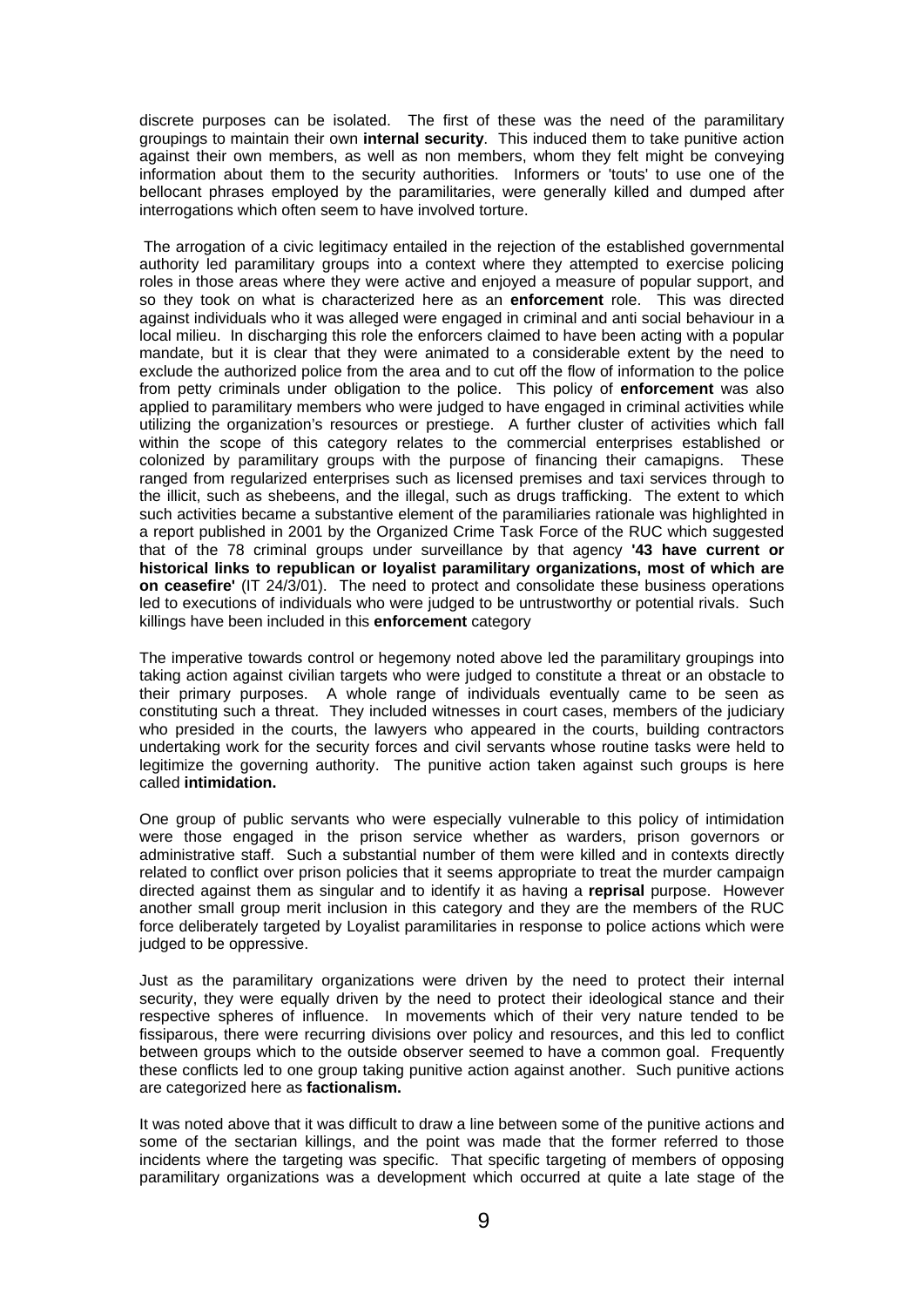discrete purposes can be isolated. The first of these was the need of the paramilitary groupings to maintain their own **internal security**. This induced them to take punitive action against their own members, as well as non members, whom they felt might be conveying information about them to the security authorities. Informers or 'touts' to use one of the bellocant phrases employed by the paramilitaries, were generally killed and dumped after interrogations which often seem to have involved torture.

The arrogation of a civic legitimacy entailed in the rejection of the established governmental authority led paramilitary groups into a context where they attempted to exercise policing roles in those areas where they were active and enjoyed a measure of popular support, and so they took on what is characterized here as an **enforcement** role. This was directed against individuals who it was alleged were engaged in criminal and anti social behaviour in a local milieu. In discharging this role the enforcers claimed to have been acting with a popular mandate, but it is clear that they were animated to a considerable extent by the need to exclude the authorized police from the area and to cut off the flow of information to the police from petty criminals under obligation to the police. This policy of **enforcement** was also applied to paramilitary members who were judged to have engaged in criminal activities while utilizing the organization's resources or prestiege. A further cluster of activities which fall within the scope of this category relates to the commercial enterprises established or colonized by paramilitary groups with the purpose of financing their camapigns. These ranged from regularized enterprises such as licensed premises and taxi services through to the illicit, such as shebeens, and the illegal, such as drugs trafficking. The extent to which such activities became a substantive element of the paramiliaries rationale was highlighted in a report published in 2001 by the Organized Crime Task Force of the RUC which suggested that of the 78 criminal groups under surveillance by that agency **'43 have current or historical links to republican or loyalist paramilitary organizations, most of which are on ceasefire'** (IT 24/3/01). The need to protect and consolidate these business operations led to executions of individuals who were judged to be untrustworthy or potential rivals. Such killings have been included in this **enforcement** category

The imperative towards control or hegemony noted above led the paramilitary groupings into taking action against civilian targets who were judged to constitute a threat or an obstacle to their primary purposes. A whole range of individuals eventually came to be seen as constituting such a threat. They included witnesses in court cases, members of the judiciary who presided in the courts, the lawyers who appeared in the courts, building contractors undertaking work for the security forces and civil servants whose routine tasks were held to legitimize the governing authority. The punitive action taken against such groups is here called **intimidation.**

One group of public servants who were especially vulnerable to this policy of intimidation were those engaged in the prison service whether as warders, prison governors or administrative staff. Such a substantial number of them were killed and in contexts directly related to conflict over prison policies that it seems appropriate to treat the murder campaign directed against them as singular and to identify it as having a **reprisal** purpose. However another small group merit inclusion in this category and they are the members of the RUC force deliberately targeted by Loyalist paramilitaries in response to police actions which were judged to be oppressive.

Just as the paramilitary organizations were driven by the need to protect their internal security, they were equally driven by the need to protect their ideological stance and their respective spheres of influence. In movements which of their very nature tended to be fissiparous, there were recurring divisions over policy and resources, and this led to conflict between groups which to the outside observer seemed to have a common goal. Frequently these conflicts led to one group taking punitive action against another. Such punitive actions are categorized here as **factionalism.**

It was noted above that it was difficult to draw a line between some of the punitive actions and some of the sectarian killings, and the point was made that the former referred to those incidents where the targeting was specific. That specific targeting of members of opposing paramilitary organizations was a development which occurred at quite a late stage of the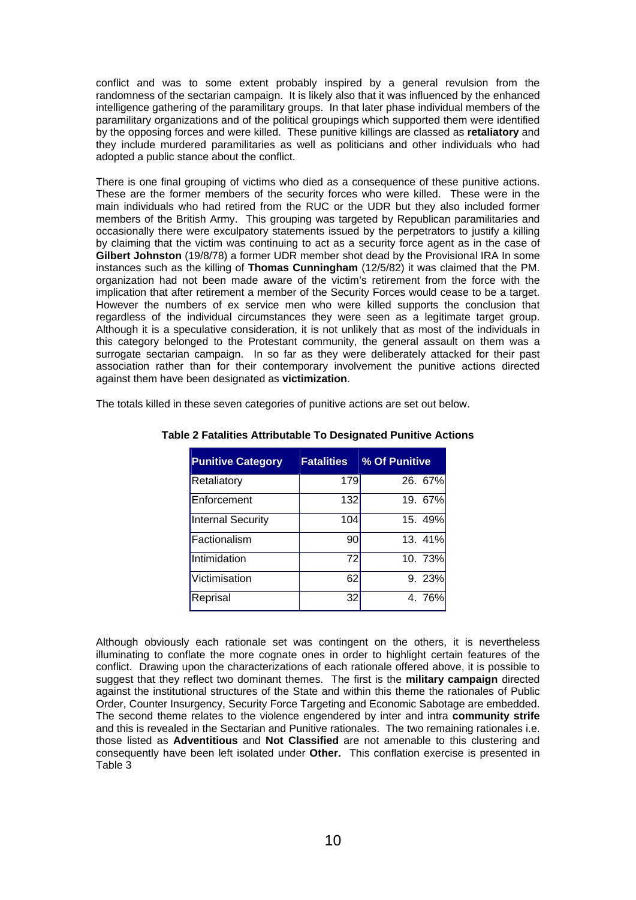conflict and was to some extent probably inspired by a general revulsion from the randomness of the sectarian campaign. It is likely also that it was influenced by the enhanced intelligence gathering of the paramilitary groups. In that later phase individual members of the paramilitary organizations and of the political groupings which supported them were identified by the opposing forces and were killed. These punitive killings are classed as **retaliatory** and they include murdered paramilitaries as well as politicians and other individuals who had adopted a public stance about the conflict.

There is one final grouping of victims who died as a consequence of these punitive actions. These are the former members of the security forces who were killed. These were in the main individuals who had retired from the RUC or the UDR but they also included former members of the British Army. This grouping was targeted by Republican paramilitaries and occasionally there were exculpatory statements issued by the perpetrators to justify a killing by claiming that the victim was continuing to act as a security force agent as in the case of **Gilbert Johnston** (19/8/78) a former UDR member shot dead by the Provisional IRA In some instances such as the killing of **Thomas Cunningham** (12/5/82) it was claimed that the PM. organization had not been made aware of the victim's retirement from the force with the implication that after retirement a member of the Security Forces would cease to be a target. However the numbers of ex service men who were killed supports the conclusion that regardless of the individual circumstances they were seen as a legitimate target group. Although it is a speculative consideration, it is not unlikely that as most of the individuals in this category belonged to the Protestant community, the general assault on them was a surrogate sectarian campaign. In so far as they were deliberately attacked for their past association rather than for their contemporary involvement the punitive actions directed against them have been designated as **victimization**.

The totals killed in these seven categories of punitive actions are set out below.

**Table 2 Fatalities Attributable To Designated Punitive Actions**

| Punitive Category | Fatalities | % Of Punitive |
|---|---|---|
| Retaliatory | 179 | 26. 67% |
| Enforcement | 132 | 19. 67% |
| Internal Security | 104 | 15. 49% |
| Factionalism | 90 | 13. 41% |
| Intimidation | 72 | 10. 73% |
| Victimisation | 62 | 9. 23% |
| Reprisal | 32 | 4. 76% |

Although obviously each rationale set was contingent on the others, it is nevertheless illuminating to conflate the more cognate ones in order to highlight certain features of the conflict. Drawing upon the characterizations of each rationale offered above, it is possible to suggest that they reflect two dominant themes. The first is the **military campaign** directed against the institutional structures of the State and within this theme the rationales of Public Order, Counter Insurgency, Security Force Targeting and Economic Sabotage are embedded. The second theme relates to the violence engendered by inter and intra **community strife** and this is revealed in the Sectarian and Punitive rationales. The two remaining rationales i.e. those listed as **Adventitious** and **Not Classified** are not amenable to this clustering and consequently have been left isolated under **Other.** This conflation exercise is presented in Table 3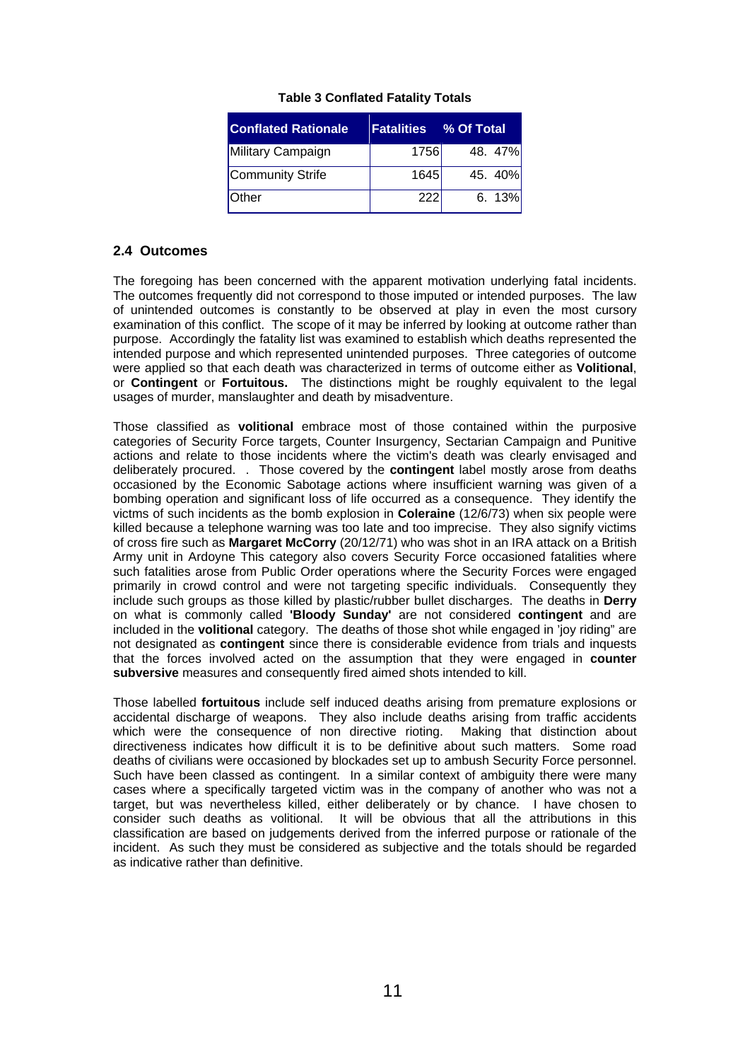**Table 3 Conflated Fatality Totals**

| Conflated Rationale | Fatalities | % Of Total |
|---|---|---|
| Military Campaign | 1756 | 48. 47% |
| Community Strife | 1645 | 45. 40% |
| Other | 222 | 6. 13% |

## 2.4 Outcomes

The foregoing has been concerned with the apparent motivation underlying fatal incidents. The outcomes frequently did not correspond to those imputed or intended purposes. The law of unintended outcomes is constantly to be observed at play in even the most cursory examination of this conflict. The scope of it may be inferred by looking at outcome rather than purpose. Accordingly the fatality list was examined to establish which deaths represented the intended purpose and which represented unintended purposes. Three categories of outcome were applied so that each death was characterized in terms of outcome either as **Volitional**, or **Contingent** or **Fortuitous.** The distinctions might be roughly equivalent to the legal usages of murder, manslaughter and death by misadventure.

Those classified as **volitional** embrace most of those contained within the purposive categories of Security Force targets, Counter Insurgency, Sectarian Campaign and Punitive actions and relate to those incidents where the victim's death was clearly envisaged and deliberately procured. . Those covered by the **contingent** label mostly arose from deaths occasioned by the Economic Sabotage actions where insufficient warning was given of a bombing operation and significant loss of life occurred as a consequence. They identify the victms of such incidents as the bomb explosion in **Coleraine** (12/6/73) when six people were killed because a telephone warning was too late and too imprecise. They also signify victims of cross fire such as **Margaret McCorry** (20/12/71) who was shot in an IRA attack on a British Army unit in Ardoyne This category also covers Security Force occasioned fatalities where such fatalities arose from Public Order operations where the Security Forces were engaged primarily in crowd control and were not targeting specific individuals. Consequently they include such groups as those killed by plastic/rubber bullet discharges. The deaths in **Derry** on what is commonly called **'Bloody Sunday'** are not considered **contingent** and are included in the **volitional** category. The deaths of those shot while engaged in 'joy riding" are not designated as **contingent** since there is considerable evidence from trials and inquests that the forces involved acted on the assumption that they were engaged in **counter subversive** measures and consequently fired aimed shots intended to kill.

Those labelled **fortuitous** include self induced deaths arising from premature explosions or accidental discharge of weapons. They also include deaths arising from traffic accidents which were the consequence of non directive rioting. Making that distinction about directiveness indicates how difficult it is to be definitive about such matters. Some road deaths of civilians were occasioned by blockades set up to ambush Security Force personnel. Such have been classed as contingent. In a similar context of ambiguity there were many cases where a specifically targeted victim was in the company of another who was not a target, but was nevertheless killed, either deliberately or by chance. I have chosen to consider such deaths as volitional. It will be obvious that all the attributions in this classification are based on judgements derived from the inferred purpose or rationale of the incident. As such they must be considered as subjective and the totals should be regarded as indicative rather than definitive.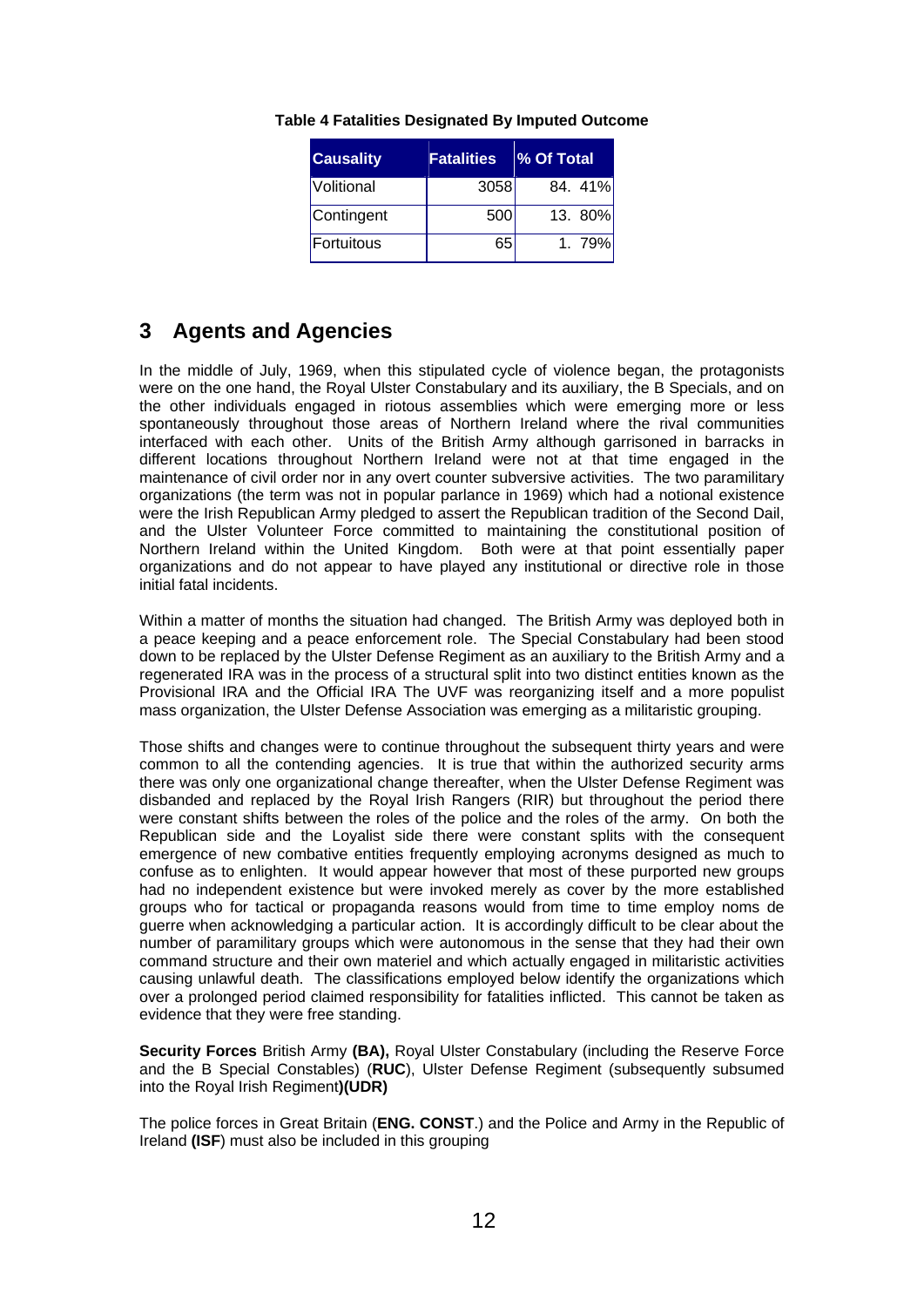**Table 4 Fatalities Designated By Imputed Outcome**

| Causality | Fatalities | % Of Total |
|---|---|---|
| Volitional | 3058 | 84. 41% |
| Contingent | 500 | 13. 80% |
| Fortuitous | 65 | 1. 79% |

## 3 Agents and Agencies

In the middle of July, 1969, when this stipulated cycle of violence began, the protagonists were on the one hand, the Royal Ulster Constabulary and its auxiliary, the B Specials, and on the other individuals engaged in riotous assemblies which were emerging more or less spontaneously throughout those areas of Northern Ireland where the rival communities interfaced with each other. Units of the British Army although garrisoned in barracks in different locations throughout Northern Ireland were not at that time engaged in the maintenance of civil order nor in any overt counter subversive activities. The two paramilitary organizations (the term was not in popular parlance in 1969) which had a notional existence were the Irish Republican Army pledged to assert the Republican tradition of the Second Dail, and the Ulster Volunteer Force committed to maintaining the constitutional position of Northern Ireland within the United Kingdom. Both were at that point essentially paper organizations and do not appear to have played any institutional or directive role in those initial fatal incidents.

Within a matter of months the situation had changed. The British Army was deployed both in a peace keeping and a peace enforcement role. The Special Constabulary had been stood down to be replaced by the Ulster Defense Regiment as an auxiliary to the British Army and a regenerated IRA was in the process of a structural split into two distinct entities known as the Provisional IRA and the Official IRA The UVF was reorganizing itself and a more populist mass organization, the Ulster Defense Association was emerging as a militaristic grouping.

Those shifts and changes were to continue throughout the subsequent thirty years and were common to all the contending agencies. It is true that within the authorized security arms there was only one organizational change thereafter, when the Ulster Defense Regiment was disbanded and replaced by the Royal Irish Rangers (RIR) but throughout the period there were constant shifts between the roles of the police and the roles of the army. On both the Republican side and the Loyalist side there were constant splits with the consequent emergence of new combative entities frequently employing acronyms designed as much to confuse as to enlighten. It would appear however that most of these purported new groups had no independent existence but were invoked merely as cover by the more established groups who for tactical or propaganda reasons would from time to time employ noms de guerre when acknowledging a particular action. It is accordingly difficult to be clear about the number of paramilitary groups which were autonomous in the sense that they had their own command structure and their own materiel and which actually engaged in militaristic activities causing unlawful death. The classifications employed below identify the organizations which over a prolonged period claimed responsibility for fatalities inflicted. This cannot be taken as evidence that they were free standing.

**Security Forces** British Army **(BA),** Royal Ulster Constabulary (including the Reserve Force and the B Special Constables) (**RUC**), Ulster Defense Regiment (subsequently subsumed into the Royal Irish Regiment**)(UDR)**

The police forces in Great Britain (**ENG. CONST**.) and the Police and Army in the Republic of Ireland **(ISF**) must also be included in this grouping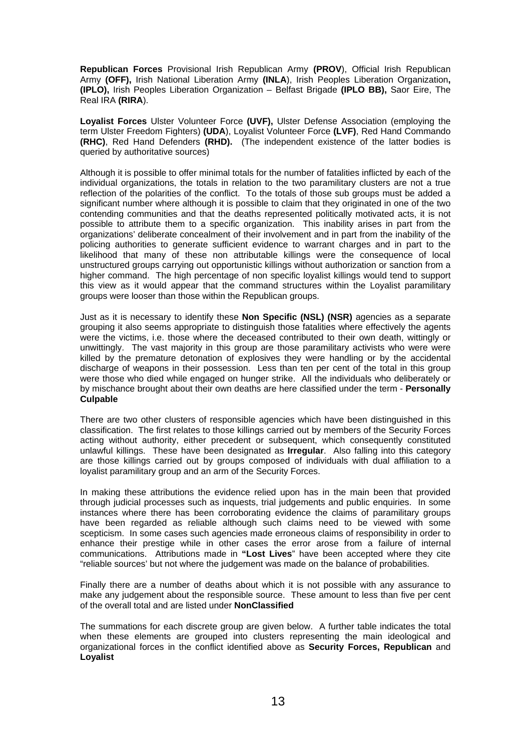**Republican Forces** Provisional Irish Republican Army **(PROV**), Official Irish Republican Army **(OFF),** Irish National Liberation Army **(INLA**), Irish Peoples Liberation Organization**, (IPLO),** Irish Peoples Liberation Organization – Belfast Brigade **(IPLO BB),** Saor Eire, The Real IRA **(RIRA**).

**Loyalist Forces** Ulster Volunteer Force **(UVF),** Ulster Defense Association (employing the term Ulster Freedom Fighters) **(UDA**), Loyalist Volunteer Force **(LVF)**, Red Hand Commando **(RHC)**, Red Hand Defenders **(RHD).** (The independent existence of the latter bodies is queried by authoritative sources)

Although it is possible to offer minimal totals for the number of fatalities inflicted by each of the individual organizations, the totals in relation to the two paramilitary clusters are not a true reflection of the polarities of the conflict. To the totals of those sub groups must be added a significant number where although it is possible to claim that they originated in one of the two contending communities and that the deaths represented politically motivated acts, it is not possible to attribute them to a specific organization. This inability arises in part from the organizations' deliberate concealment of their involvement and in part from the inability of the policing authorities to generate sufficient evidence to warrant charges and in part to the likelihood that many of these non attributable killings were the consequence of local unstructured groups carrying out opportunistic killings without authorization or sanction from a higher command. The high percentage of non specific loyalist killings would tend to support this view as it would appear that the command structures within the Loyalist paramilitary groups were looser than those within the Republican groups.

Just as it is necessary to identify these **Non Specific (NSL) (NSR)** agencies as a separate grouping it also seems appropriate to distinguish those fatalities where effectively the agents were the victims, i.e. those where the deceased contributed to their own death, wittingly or unwittingly. The vast majority in this group are those paramilitary activists who were were killed by the premature detonation of explosives they were handling or by the accidental discharge of weapons in their possession. Less than ten per cent of the total in this group were those who died while engaged on hunger strike. All the individuals who deliberately or by mischance brought about their own deaths are here classified under the term - **Personally Culpable**

There are two other clusters of responsible agencies which have been distinguished in this classification. The first relates to those killings carried out by members of the Security Forces acting without authority, either precedent or subsequent, which consequently constituted unlawful killings. These have been designated as **Irregular**. Also falling into this category are those killings carried out by groups composed of individuals with dual affiliation to a loyalist paramilitary group and an arm of the Security Forces.

In making these attributions the evidence relied upon has in the main been that provided through judicial processes such as inquests, trial judgements and public enquiries. In some instances where there has been corroborating evidence the claims of paramilitary groups have been regarded as reliable although such claims need to be viewed with some scepticism. In some cases such agencies made erroneous claims of responsibility in order to enhance their prestige while in other cases the error arose from a failure of internal communications. Attributions made in **"Lost Lives**" have been accepted where they cite "reliable sources' but not where the judgement was made on the balance of probabilities.

Finally there are a number of deaths about which it is not possible with any assurance to make any judgement about the responsible source. These amount to less than five per cent of the overall total and are listed under **NonClassified**

The summations for each discrete group are given below. A further table indicates the total when these elements are grouped into clusters representing the main ideological and organizational forces in the conflict identified above as **Security Forces, Republican** and **Loyalist**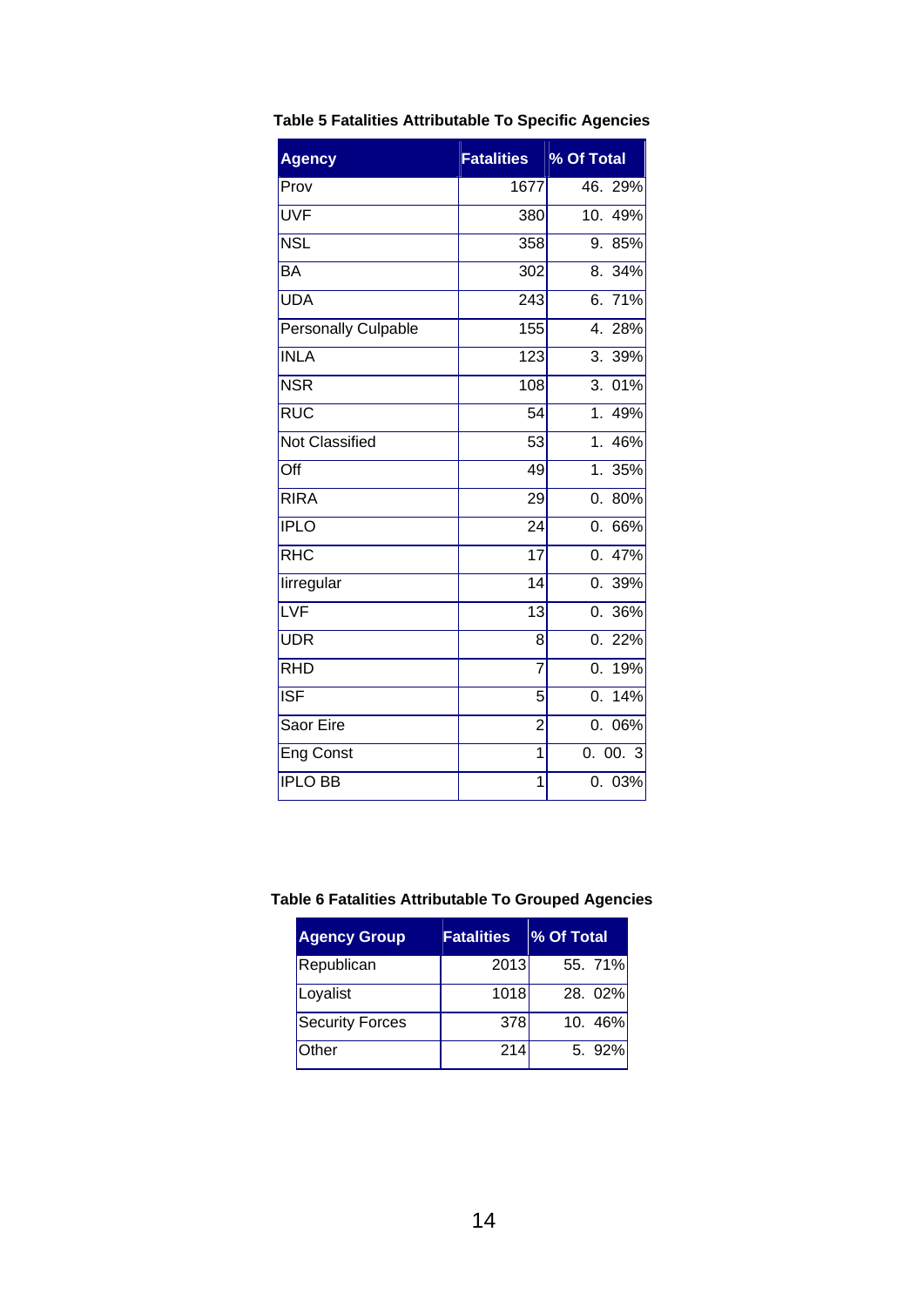**Table 5 Fatalities Attributable To Specific Agencies**

| Agency | Fatalities | % Of Total |
|---|---|---|
| Prov | 1677 | 46. 29% |
| UVF | 380 | 10. 49% |
| NSL | 358 | 9. 85% |
| BA | 302 | 8. 34% |
| UDA | 243 | 6. 71% |
| Personally Culpable | 155 | 4. 28% |
| INLA | 123 | 3. 39% |
| NSR | 108 | 3. 01% |
| RUC | 54 | 1. 49% |
| Not Classified | 53 | 1. 46% |
| Off | 49 | 1. 35% |
| RIRA | 29 | 0. 80% |
| IPLO | 24 | 0. 66% |
| RHC | 17 | 0. 47% |
| Iirregular | 14 | 0. 39% |
| LVF | 13 | 0. 36% |
| UDR | 8 | 0. 22% |
| RHD | 7 | 0. 19% |
| ISF | 5 | 0. 14% |
| Saor Eire | 2 | 0. 06% |
| Eng Const | 1 | 0. 00. 3 |
| IPLO BB | 1 | 0. 03% |

**Table 6 Fatalities Attributable To Grouped Agencies**

| Agency Group | Fatalities | % Of Total |
|---|---|---|
| Republican | 2013 | 55. 71% |
| Loyalist | 1018 | 28. 02% |
| Security Forces | 378 | 10. 46% |
| Other | 214 | 5. 92% |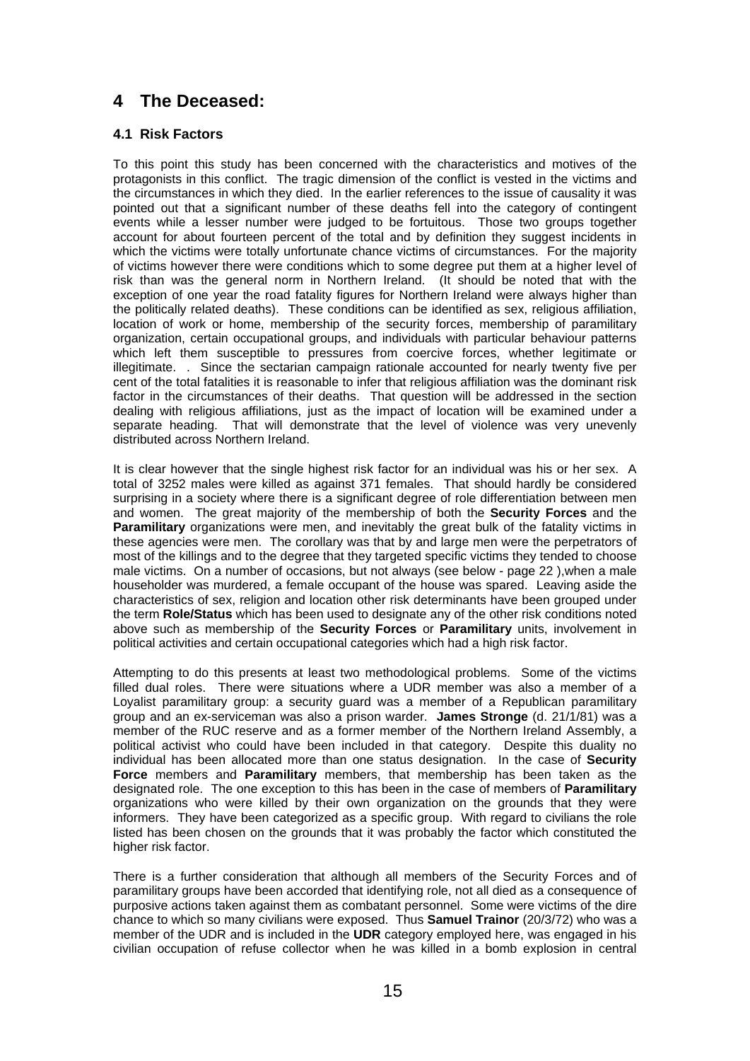## 4 The Deceased:

### 4.1 Risk Factors

To this point this study has been concerned with the characteristics and motives of the protagonists in this conflict. The tragic dimension of the conflict is vested in the victims and the circumstances in which they died. In the earlier references to the issue of causality it was pointed out that a significant number of these deaths fell into the category of contingent events while a lesser number were judged to be fortuitous. Those two groups together account for about fourteen percent of the total and by definition they suggest incidents in which the victims were totally unfortunate chance victims of circumstances. For the majority of victims however there were conditions which to some degree put them at a higher level of risk than was the general norm in Northern Ireland. (It should be noted that with the exception of one year the road fatality figures for Northern Ireland were always higher than the politically related deaths). These conditions can be identified as sex, religious affiliation, location of work or home, membership of the security forces, membership of paramilitary organization, certain occupational groups, and individuals with particular behaviour patterns which left them susceptible to pressures from coercive forces, whether legitimate or illegitimate. . Since the sectarian campaign rationale accounted for nearly twenty five per cent of the total fatalities it is reasonable to infer that religious affiliation was the dominant risk factor in the circumstances of their deaths. That question will be addressed in the section dealing with religious affiliations, just as the impact of location will be examined under a separate heading. That will demonstrate that the level of violence was very unevenly distributed across Northern Ireland.

It is clear however that the single highest risk factor for an individual was his or her sex. A total of 3252 males were killed as against 371 females. That should hardly be considered surprising in a society where there is a significant degree of role differentiation between men and women. The great majority of the membership of both the **Security Forces** and the **Paramilitary** organizations were men, and inevitably the great bulk of the fatality victims in these agencies were men. The corollary was that by and large men were the perpetrators of most of the killings and to the degree that they targeted specific victims they tended to choose male victims. On a number of occasions, but not always (see below - page 22 ),when a male householder was murdered, a female occupant of the house was spared. Leaving aside the characteristics of sex, religion and location other risk determinants have been grouped under the term **Role/Status** which has been used to designate any of the other risk conditions noted above such as membership of the **Security Forces** or **Paramilitary** units, involvement in political activities and certain occupational categories which had a high risk factor.

Attempting to do this presents at least two methodological problems. Some of the victims filled dual roles. There were situations where a UDR member was also a member of a Loyalist paramilitary group: a security guard was a member of a Republican paramilitary group and an ex-serviceman was also a prison warder. **James Stronge** (d. 21/1/81) was a member of the RUC reserve and as a former member of the Northern Ireland Assembly, a political activist who could have been included in that category. Despite this duality no individual has been allocated more than one status designation. In the case of **Security Force** members and **Paramilitary** members, that membership has been taken as the designated role. The one exception to this has been in the case of members of **Paramilitary** organizations who were killed by their own organization on the grounds that they were informers. They have been categorized as a specific group. With regard to civilians the role listed has been chosen on the grounds that it was probably the factor which constituted the higher risk factor.

There is a further consideration that although all members of the Security Forces and of paramilitary groups have been accorded that identifying role, not all died as a consequence of purposive actions taken against them as combatant personnel. Some were victims of the dire chance to which so many civilians were exposed. Thus **Samuel Trainor** (20/3/72) who was a member of the UDR and is included in the **UDR** category employed here, was engaged in his civilian occupation of refuse collector when he was killed in a bomb explosion in central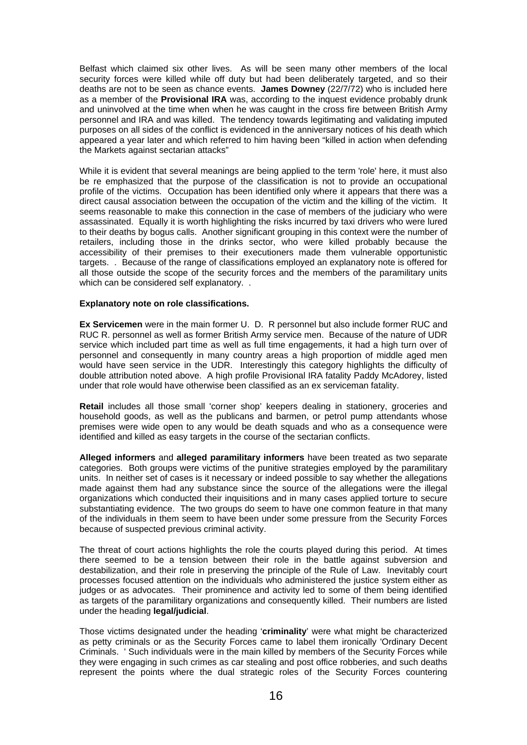Belfast which claimed six other lives. As will be seen many other members of the local security forces were killed while off duty but had been deliberately targeted, and so their deaths are not to be seen as chance events. **James Downey** (22/7/72) who is included here as a member of the **Provisional IRA** was, according to the inquest evidence probably drunk and uninvolved at the time when when he was caught in the cross fire between British Army personnel and IRA and was killed. The tendency towards legitimating and validating imputed purposes on all sides of the conflict is evidenced in the anniversary notices of his death which appeared a year later and which referred to him having been "killed in action when defending the Markets against sectarian attacks"

While it is evident that several meanings are being applied to the term 'role' here, it must also be re emphasized that the purpose of the classification is not to provide an occupational profile of the victims. Occupation has been identified only where it appears that there was a direct causal association between the occupation of the victim and the killing of the victim. It seems reasonable to make this connection in the case of members of the judiciary who were assassinated. Equally it is worth highlighting the risks incurred by taxi drivers who were lured to their deaths by bogus calls. Another significant grouping in this context were the number of retailers, including those in the drinks sector, who were killed probably because the accessibility of their premises to their executioners made them vulnerable opportunistic targets. . Because of the range of classifications employed an explanatory note is offered for all those outside the scope of the security forces and the members of the paramilitary units which can be considered self explanatory. .

**Explanatory note on role classifications.**

**Ex Servicemen** were in the main former U. D. R personnel but also include former RUC and RUC R. personnel as well as former British Army service men. Because of the nature of UDR service which included part time as well as full time engagements, it had a high turn over of personnel and consequently in many country areas a high proportion of middle aged men would have seen service in the UDR. Interestingly this category highlights the difficulty of double attribution noted above. A high profile Provisional IRA fatality Paddy McAdorey, listed under that role would have otherwise been classified as an ex serviceman fatality.

**Retail** includes all those small 'corner shop' keepers dealing in stationery, groceries and household goods, as well as the publicans and barmen, or petrol pump attendants whose premises were wide open to any would be death squads and who as a consequence were identified and killed as easy targets in the course of the sectarian conflicts.

**Alleged informers** and **alleged paramilitary informers** have been treated as two separate categories. Both groups were victims of the punitive strategies employed by the paramilitary units. In neither set of cases is it necessary or indeed possible to say whether the allegations made against them had any substance since the source of the allegations were the illegal organizations which conducted their inquisitions and in many cases applied torture to secure substantiating evidence. The two groups do seem to have one common feature in that many of the individuals in them seem to have been under some pressure from the Security Forces because of suspected previous criminal activity.

The threat of court actions highlights the role the courts played during this period. At times there seemed to be a tension between their role in the battle against subversion and destabilization, and their role in preserving the principle of the Rule of Law. Inevitably court processes focused attention on the individuals who administered the justice system either as judges or as advocates. Their prominence and activity led to some of them being identified as targets of the paramilitary organizations and consequently killed. Their numbers are listed under the heading **legal/judicial**.

Those victims designated under the heading '**criminality**' were what might be characterized as petty criminals or as the Security Forces came to label them ironically 'Ordinary Decent Criminals. ' Such individuals were in the main killed by members of the Security Forces while they were engaging in such crimes as car stealing and post office robberies, and such deaths represent the points where the dual strategic roles of the Security Forces countering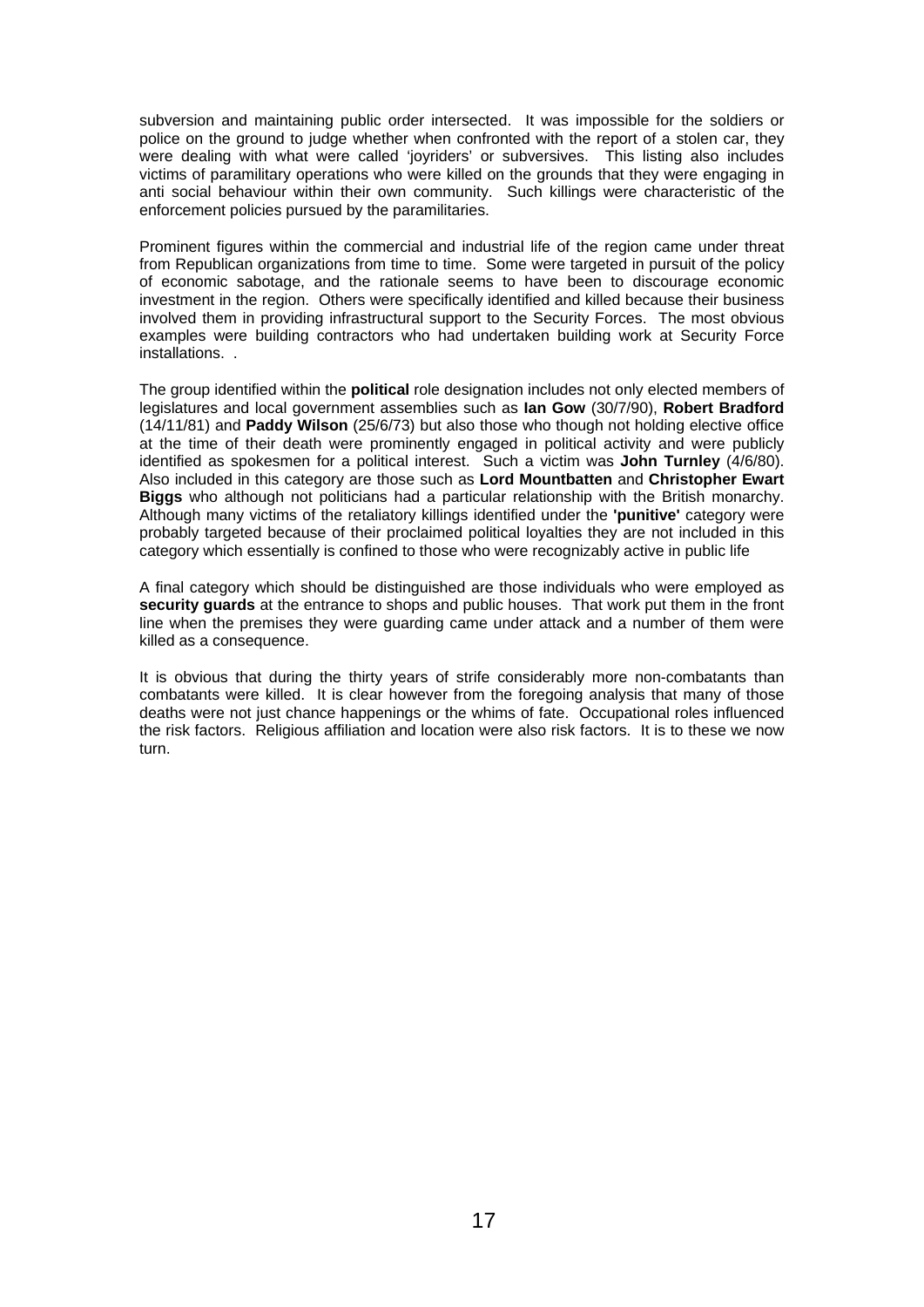subversion and maintaining public order intersected. It was impossible for the soldiers or police on the ground to judge whether when confronted with the report of a stolen car, they were dealing with what were called 'joyriders' or subversives. This listing also includes victims of paramilitary operations who were killed on the grounds that they were engaging in anti social behaviour within their own community. Such killings were characteristic of the enforcement policies pursued by the paramilitaries.

Prominent figures within the commercial and industrial life of the region came under threat from Republican organizations from time to time. Some were targeted in pursuit of the policy of economic sabotage, and the rationale seems to have been to discourage economic investment in the region. Others were specifically identified and killed because their business involved them in providing infrastructural support to the Security Forces. The most obvious examples were building contractors who had undertaken building work at Security Force installations. .

The group identified within the **political** role designation includes not only elected members of legislatures and local government assemblies such as **Ian Gow** (30/7/90), **Robert Bradford** (14/11/81) and **Paddy Wilson** (25/6/73) but also those who though not holding elective office at the time of their death were prominently engaged in political activity and were publicly identified as spokesmen for a political interest. Such a victim was **John Turnley** (4/6/80). Also included in this category are those such as **Lord Mountbatten** and **Christopher Ewart Biggs** who although not politicians had a particular relationship with the British monarchy. Although many victims of the retaliatory killings identified under the **'punitive'** category were probably targeted because of their proclaimed political loyalties they are not included in this category which essentially is confined to those who were recognizably active in public life

A final category which should be distinguished are those individuals who were employed as **security guards** at the entrance to shops and public houses. That work put them in the front line when the premises they were guarding came under attack and a number of them were killed as a consequence.

It is obvious that during the thirty years of strife considerably more non-combatants than combatants were killed. It is clear however from the foregoing analysis that many of those deaths were not just chance happenings or the whims of fate. Occupational roles influenced the risk factors. Religious affiliation and location were also risk factors. It is to these we now turn.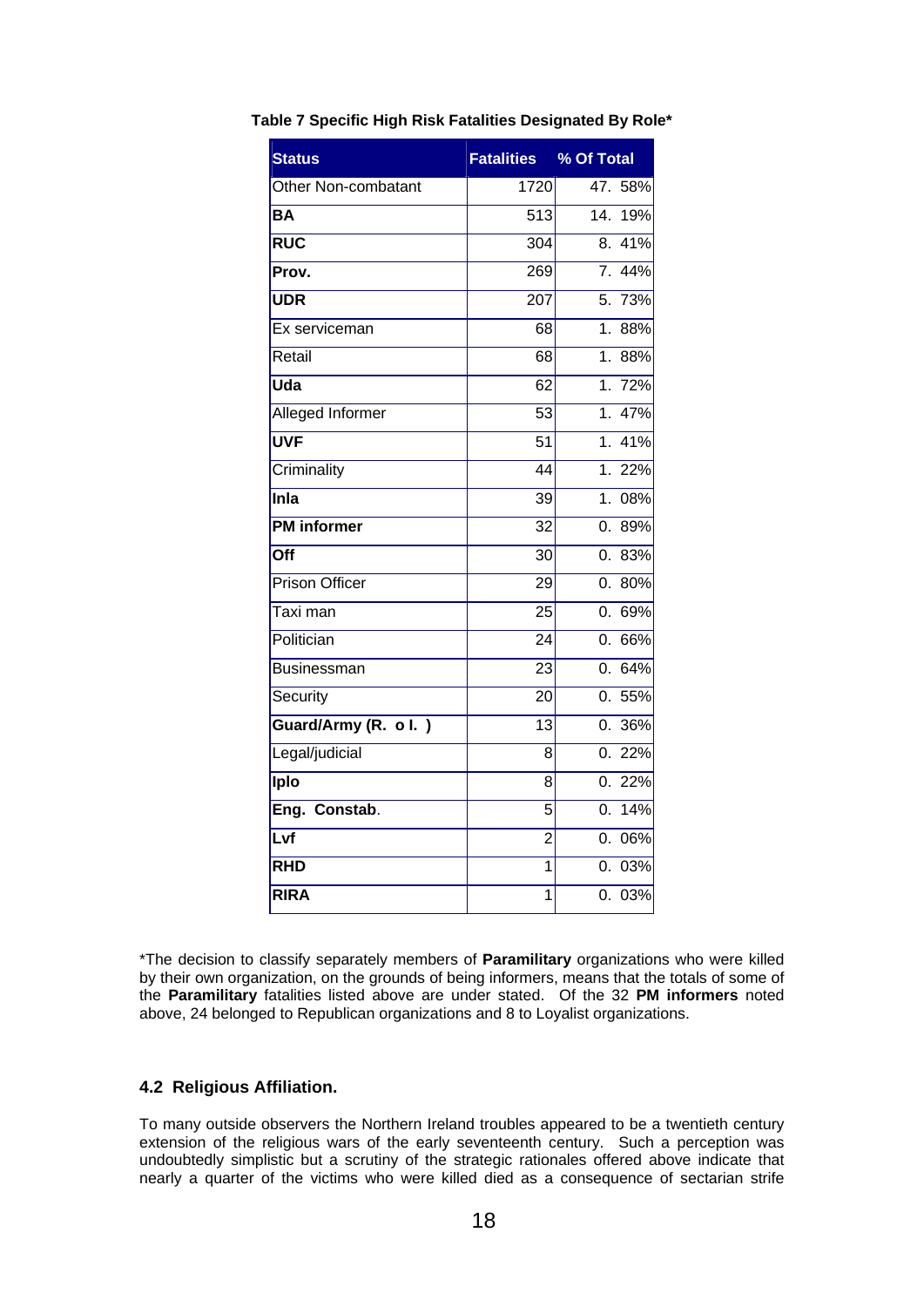**Table 7 Specific High Risk Fatalities Designated By Role***

| Status | Fatalities | % Of Total |
|---|---|---|
| Other Non-combatant | 1720 | 47. 58% |
| **BA** | 513 | 14. 19% |
| **RUC** | 304 | 8. 41% |
| **Prov.** | 269 | 7. 44% |
| **UDR** | 207 | 5. 73% |
| Ex serviceman | 68 | 1. 88% |
| Retail | 68 | 1. 88% |
| **Uda** | 62 | 1. 72% |
| Alleged Informer | 53 | 1. 47% |
| **UVF** | 51 | 1. 41% |
| Criminality | 44 | 1. 22% |
| **Inla** | 39 | 1. 08% |
| **PM informer** | 32 | 0. 89% |
| **Off** | 30 | 0. 83% |
| Prison Officer | 29 | 0. 80% |
| Taxi man | 25 | 0. 69% |
| Politician | 24 | 0. 66% |
| Businessman | 23 | 0. 64% |
| Security | 20 | 0. 55% |
| **Guard/Army (R. o I. )** | 13 | 0. 36% |
| Legal/judicial | 8 | 0. 22% |
| **Iplo** | 8 | 0. 22% |
| **Eng. Constab**. | 5 | 0. 14% |
| **Lvf** | 2 | 0. 06% |
| **RHD** | 1 | 0. 03% |
| **RIRA** | 1 | 0. 03% |

*The decision to classify separately members of **Paramilitary** organizations who were killed by their own organization, on the grounds of being informers, means that the totals of some of the **Paramilitary** fatalities listed above are under stated. Of the 32 **PM informers** noted above, 24 belonged to Republican organizations and 8 to Loyalist organizations.

### 4.2 Religious Affiliation.

To many outside observers the Northern Ireland troubles appeared to be a twentieth century extension of the religious wars of the early seventeenth century. Such a perception was undoubtedly simplistic but a scrutiny of the strategic rationales offered above indicate that nearly a quarter of the victims who were killed died as a consequence of sectarian strife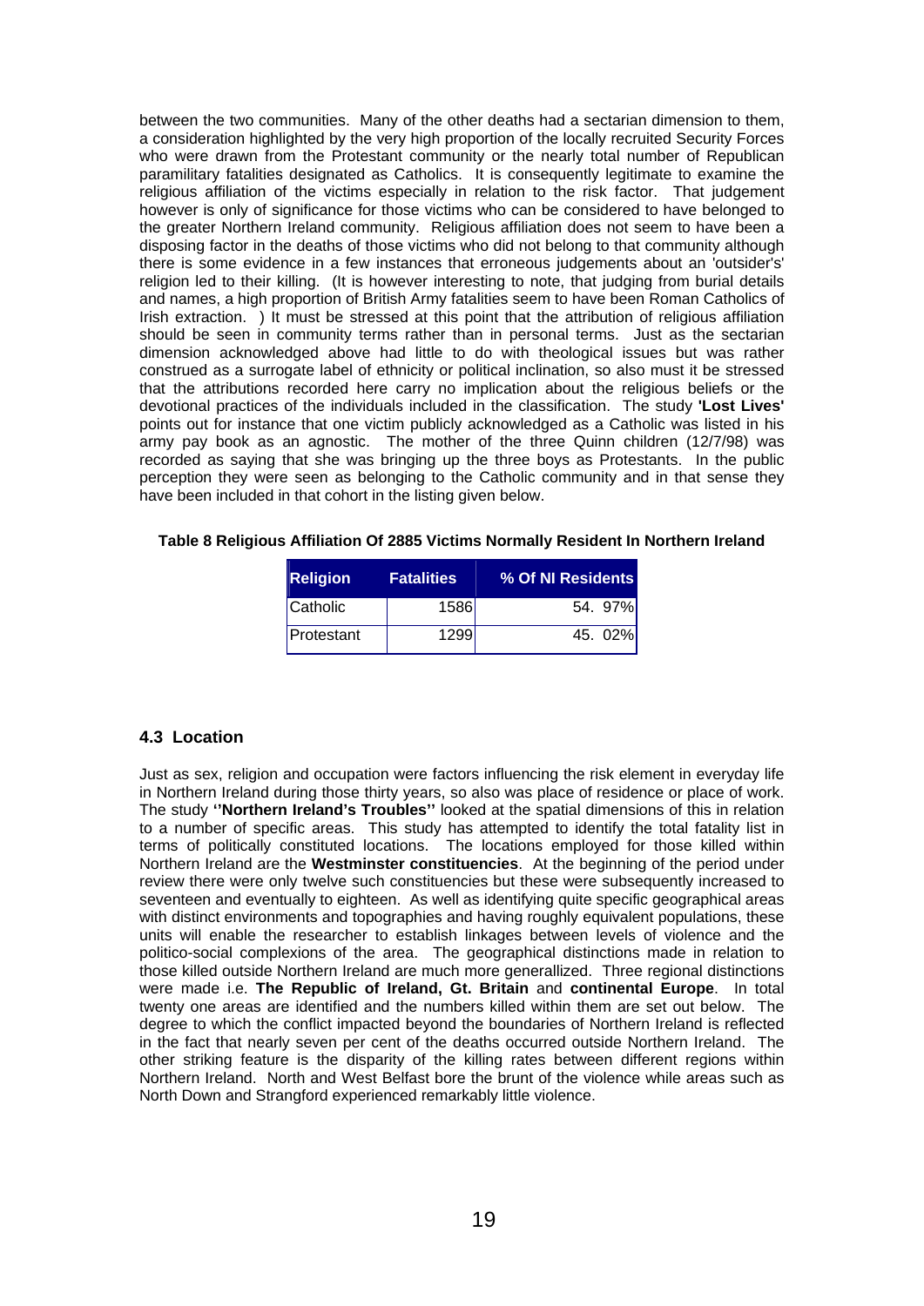between the two communities. Many of the other deaths had a sectarian dimension to them, a consideration highlighted by the very high proportion of the locally recruited Security Forces who were drawn from the Protestant community or the nearly total number of Republican paramilitary fatalities designated as Catholics. It is consequently legitimate to examine the religious affiliation of the victims especially in relation to the risk factor. That judgement however is only of significance for those victims who can be considered to have belonged to the greater Northern Ireland community. Religious affiliation does not seem to have been a disposing factor in the deaths of those victims who did not belong to that community although there is some evidence in a few instances that erroneous judgements about an 'outsider's' religion led to their killing. (It is however interesting to note, that judging from burial details and names, a high proportion of British Army fatalities seem to have been Roman Catholics of Irish extraction. ) It must be stressed at this point that the attribution of religious affiliation should be seen in community terms rather than in personal terms. Just as the sectarian dimension acknowledged above had little to do with theological issues but was rather construed as a surrogate label of ethnicity or political inclination, so also must it be stressed that the attributions recorded here carry no implication about the religious beliefs or the devotional practices of the individuals included in the classification. The study **'Lost Lives'** points out for instance that one victim publicly acknowledged as a Catholic was listed in his army pay book as an agnostic. The mother of the three Quinn children (12/7/98) was recorded as saying that she was bringing up the three boys as Protestants. In the public perception they were seen as belonging to the Catholic community and in that sense they have been included in that cohort in the listing given below.

**Table 8 Religious Affiliation Of 2885 Victims Normally Resident In Northern Ireland**

| Religion | Fatalities | % Of NI Residents |
|---|---|---|
| Catholic | 1586 | 54. 97% |
| Protestant | 1299 | 45. 02% |

### 4.3 Location

Just as sex, religion and occupation were factors influencing the risk element in everyday life in Northern Ireland during those thirty years, so also was place of residence or place of work. The study **''Northern Ireland's Troubles''** looked at the spatial dimensions of this in relation to a number of specific areas. This study has attempted to identify the total fatality list in terms of politically constituted locations. The locations employed for those killed within Northern Ireland are the **Westminster constituencies**. At the beginning of the period under review there were only twelve such constituencies but these were subsequently increased to seventeen and eventually to eighteen. As well as identifying quite specific geographical areas with distinct environments and topographies and having roughly equivalent populations, these units will enable the researcher to establish linkages between levels of violence and the politico-social complexions of the area. The geographical distinctions made in relation to those killed outside Northern Ireland are much more generallized. Three regional distinctions were made i.e. **The Republic of Ireland, Gt. Britain** and **continental Europe**. In total twenty one areas are identified and the numbers killed within them are set out below. The degree to which the conflict impacted beyond the boundaries of Northern Ireland is reflected in the fact that nearly seven per cent of the deaths occurred outside Northern Ireland. The other striking feature is the disparity of the killing rates between different regions within Northern Ireland. North and West Belfast bore the brunt of the violence while areas such as North Down and Strangford experienced remarkably little violence.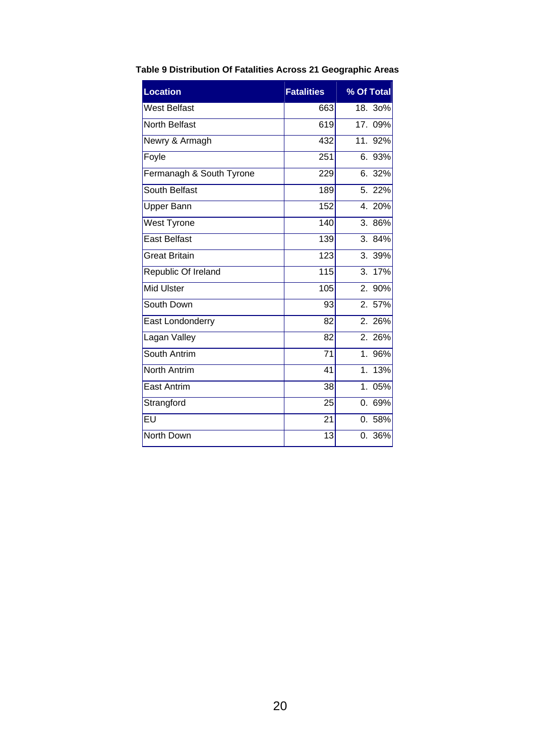**Table 9 Distribution Of Fatalities Across 21 Geographic Areas**

| Location | Fatalities | % Of Total |
|---|---|---|
| West Belfast | 663 | 18. 3o% |
| North Belfast | 619 | 17. 09% |
| Newry & Armagh | 432 | 11. 92% |
| Foyle | 251 | 6. 93% |
| Fermanagh & South Tyrone | 229 | 6. 32% |
| South Belfast | 189 | 5. 22% |
| Upper Bann | 152 | 4. 20% |
| West Tyrone | 140 | 3. 86% |
| East Belfast | 139 | 3. 84% |
| Great Britain | 123 | 3. 39% |
| Republic Of Ireland | 115 | 3. 17% |
| Mid Ulster | 105 | 2. 90% |
| South Down | 93 | 2. 57% |
| East Londonderry | 82 | 2. 26% |
| Lagan Valley | 82 | 2. 26% |
| South Antrim | 71 | 1. 96% |
| North Antrim | 41 | 1. 13% |
| East Antrim | 38 | 1. 05% |
| Strangford | 25 | 0. 69% |
| EU | 21 | 0. 58% |
| North Down | 13 | 0. 36% |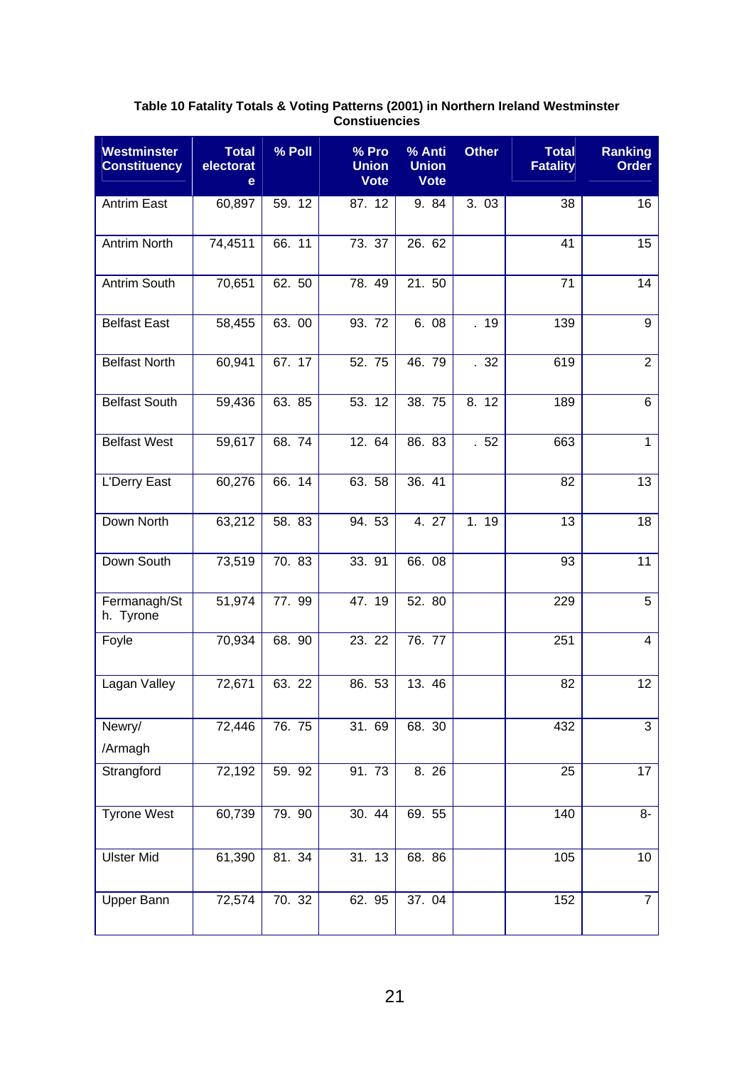**Table 10 Fatality Totals & Voting Patterns (2001) in Northern Ireland Westminster Constiuencies**

| Westminster Constituency | Total electorate | % Poll | % Pro Union Vote | % Anti Union Vote | Other | Total Fatality | Ranking Order |
|---|---|---|---|---|---|---|---|
| Antrim East | 60,897 | 59. 12 | 87. 12 | 9. 84 | 3. 03 | 38 | 16 |
| Antrim North | 74,4511 | 66. 11 | 73. 37 | 26. 62 | | 41 | 15 |
| Antrim South | 70,651 | 62. 50 | 78. 49 | 21. 50 | | 71 | 14 |
| Belfast East | 58,455 | 63. 00 | 93. 72 | 6. 08 | . 19 | 139 | 9 |
| Belfast North | 60,941 | 67. 17 | 52. 75 | 46. 79 | . 32 | 619 | 2 |
| Belfast South | 59,436 | 63. 85 | 53. 12 | 38. 75 | 8. 12 | 189 | 6 |
| Belfast West | 59,617 | 68. 74 | 12. 64 | 86. 83 | . 52 | 663 | 1 |
| L'Derry East | 60,276 | 66. 14 | 63. 58 | 36. 41 | | 82 | 13 |
| Down North | 63,212 | 58. 83 | 94. 53 | 4. 27 | 1. 19 | 13 | 18 |
| Down South | 73,519 | 70. 83 | 33. 91 | 66. 08 | | 93 | 11 |
| Fermanagh/Sth. Tyrone | 51,974 | 77. 99 | 47. 19 | 52. 80 | | 229 | 5 |
| Foyle | 70,934 | 68. 90 | 23. 22 | 76. 77 | | 251 | 4 |
| Lagan Valley | 72,671 | 63. 22 | 86. 53 | 13. 46 | | 82 | 12 |
| Newry/ /Armagh | 72,446 | 76. 75 | 31. 69 | 68. 30 | | 432 | 3 |
| Strangford | 72,192 | 59. 92 | 91. 73 | 8. 26 | | 25 | 17 |
| Tyrone West | 60,739 | 79. 90 | 30. 44 | 69. 55 | | 140 | 8- |
| Ulster Mid | 61,390 | 81. 34 | 31. 13 | 68. 86 | | 105 | 10 |
| Upper Bann | 72,574 | 70. 32 | 62. 95 | 37. 04 | | 152 | 7 |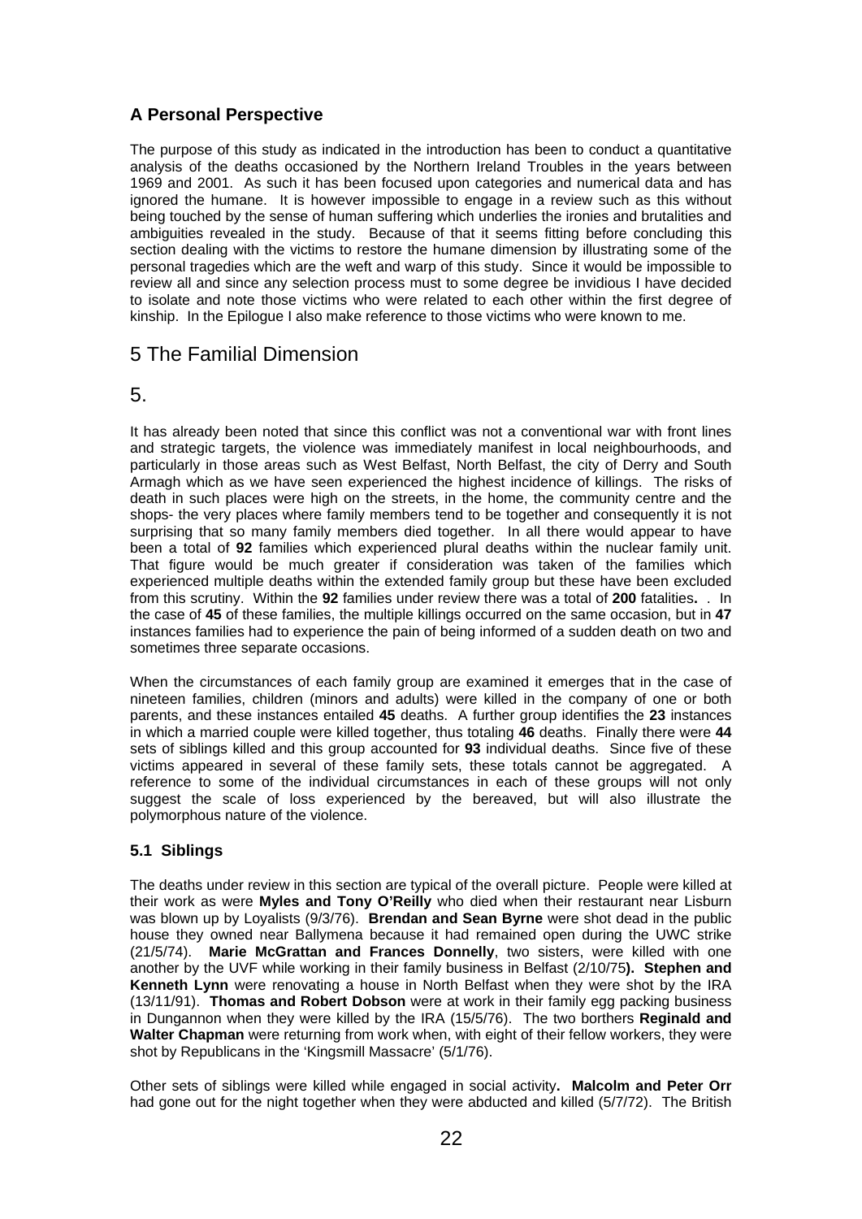### A Personal Perspective

The purpose of this study as indicated in the introduction has been to conduct a quantitative analysis of the deaths occasioned by the Northern Ireland Troubles in the years between 1969 and 2001. As such it has been focused upon categories and numerical data and has ignored the humane. It is however impossible to engage in a review such as this without being touched by the sense of human suffering which underlies the ironies and brutalities and ambiguities revealed in the study. Because of that it seems fitting before concluding this section dealing with the victims to restore the humane dimension by illustrating some of the personal tragedies which are the weft and warp of this study. Since it would be impossible to review all and since any selection process must to some degree be invidious I have decided to isolate and note those victims who were related to each other within the first degree of kinship. In the Epilogue I also make reference to those victims who were known to me.

## 5 The Familial Dimension

## 5.

It has already been noted that since this conflict was not a conventional war with front lines and strategic targets, the violence was immediately manifest in local neighbourhoods, and particularly in those areas such as West Belfast, North Belfast, the city of Derry and South Armagh which as we have seen experienced the highest incidence of killings. The risks of death in such places were high on the streets, in the home, the community centre and the shops- the very places where family members tend to be together and consequently it is not surprising that so many family members died together. In all there would appear to have been a total of **92** families which experienced plural deaths within the nuclear family unit. That figure would be much greater if consideration was taken of the families which experienced multiple deaths within the extended family group but these have been excluded from this scrutiny. Within the **92** families under review there was a total of **200** fatalities**.** . In the case of **45** of these families, the multiple killings occurred on the same occasion, but in **47** instances families had to experience the pain of being informed of a sudden death on two and sometimes three separate occasions.

When the circumstances of each family group are examined it emerges that in the case of nineteen families, children (minors and adults) were killed in the company of one or both parents, and these instances entailed **45** deaths. A further group identifies the **23** instances in which a married couple were killed together, thus totaling **46** deaths. Finally there were **44** sets of siblings killed and this group accounted for **93** individual deaths. Since five of these victims appeared in several of these family sets, these totals cannot be aggregated. A reference to some of the individual circumstances in each of these groups will not only suggest the scale of loss experienced by the bereaved, but will also illustrate the polymorphous nature of the violence.

### 5.1 Siblings

The deaths under review in this section are typical of the overall picture. People were killed at their work as were **Myles and Tony O'Reilly** who died when their restaurant near Lisburn was blown up by Loyalists (9/3/76). **Brendan and Sean Byrne** were shot dead in the public house they owned near Ballymena because it had remained open during the UWC strike (21/5/74). **Marie McGrattan and Frances Donnelly**, two sisters, were killed with one another by the UVF while working in their family business in Belfast (2/10/75**). Stephen and Kenneth Lynn** were renovating a house in North Belfast when they were shot by the IRA (13/11/91). **Thomas and Robert Dobson** were at work in their family egg packing business in Dungannon when they were killed by the IRA (15/5/76). The two borthers **Reginald and Walter Chapman** were returning from work when, with eight of their fellow workers, they were shot by Republicans in the 'Kingsmill Massacre' (5/1/76).

Other sets of siblings were killed while engaged in social activity**. Malcolm and Peter Orr** had gone out for the night together when they were abducted and killed (5/7/72). The British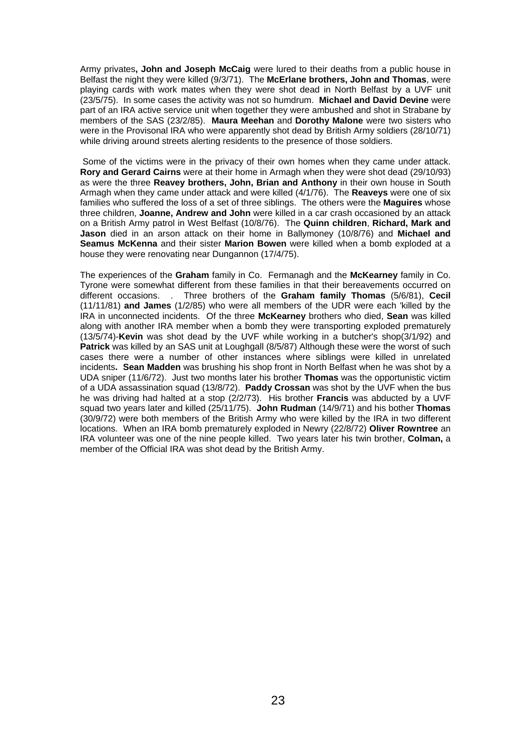Army privates**, John and Joseph McCaig** were lured to their deaths from a public house in Belfast the night they were killed (9/3/71). The **McErlane brothers, John and Thomas**, were playing cards with work mates when they were shot dead in North Belfast by a UVF unit (23/5/75). In some cases the activity was not so humdrum. **Michael and David Devine** were part of an IRA active service unit when together they were ambushed and shot in Strabane by members of the SAS (23/2/85). **Maura Meehan** and **Dorothy Malone** were two sisters who were in the Provisonal IRA who were apparently shot dead by British Army soldiers (28/10/71) while driving around streets alerting residents to the presence of those soldiers.

Some of the victims were in the privacy of their own homes when they came under attack. **Rory and Gerard Cairns** were at their home in Armagh when they were shot dead (29/10/93) as were the three **Reavey brothers, John, Brian and Anthony** in their own house in South Armagh when they came under attack and were killed (4/1/76). The **Reaveys** were one of six families who suffered the loss of a set of three siblings. The others were the **Maguires** whose three children, **Joanne, Andrew and John** were killed in a car crash occasioned by an attack on a British Army patrol in West Belfast (10/8/76). The **Quinn children**, **Richard, Mark and Jason** died in an arson attack on their home in Ballymoney (10/8/76) and **Michael and Seamus McKenna** and their sister **Marion Bowen** were killed when a bomb exploded at a house they were renovating near Dungannon (17/4/75).

The experiences of the **Graham** family in Co. Fermanagh and the **McKearney** family in Co. Tyrone were somewhat different from these families in that their bereavements occurred on different occasions. . Three brothers of the **Graham family Thomas** (5/6/81), **Cecil** (11/11/81) **and James** (1/2/85) who were all members of the UDR were each 'killed by the IRA in unconnected incidents. Of the three **McKearney** brothers who died, **Sean** was killed along with another IRA member when a bomb they were transporting exploded prematurely (13/5/74)-**Kevin** was shot dead by the UVF while working in a butcher's shop(3/1/92) and **Patrick** was killed by an SAS unit at Loughgall (8/5/87) Although these were the worst of such cases there were a number of other instances where siblings were killed in unrelated incidents**. Sean Madden** was brushing his shop front in North Belfast when he was shot by a UDA sniper (11/6/72). Just two months later his brother **Thomas** was the opportunistic victim of a UDA assassination squad (13/8/72). **Paddy Crossan** was shot by the UVF when the bus he was driving had halted at a stop (2/2/73). His brother **Francis** was abducted by a UVF squad two years later and killed (25/11/75). **John Rudman** (14/9/71) and his bother **Thomas** (30/9/72) were both members of the British Army who were killed by the IRA in two different locations. When an IRA bomb prematurely exploded in Newry (22/8/72) **Oliver Rowntree** an IRA volunteer was one of the nine people killed. Two years later his twin brother, **Colman,** a member of the Official IRA was shot dead by the British Army.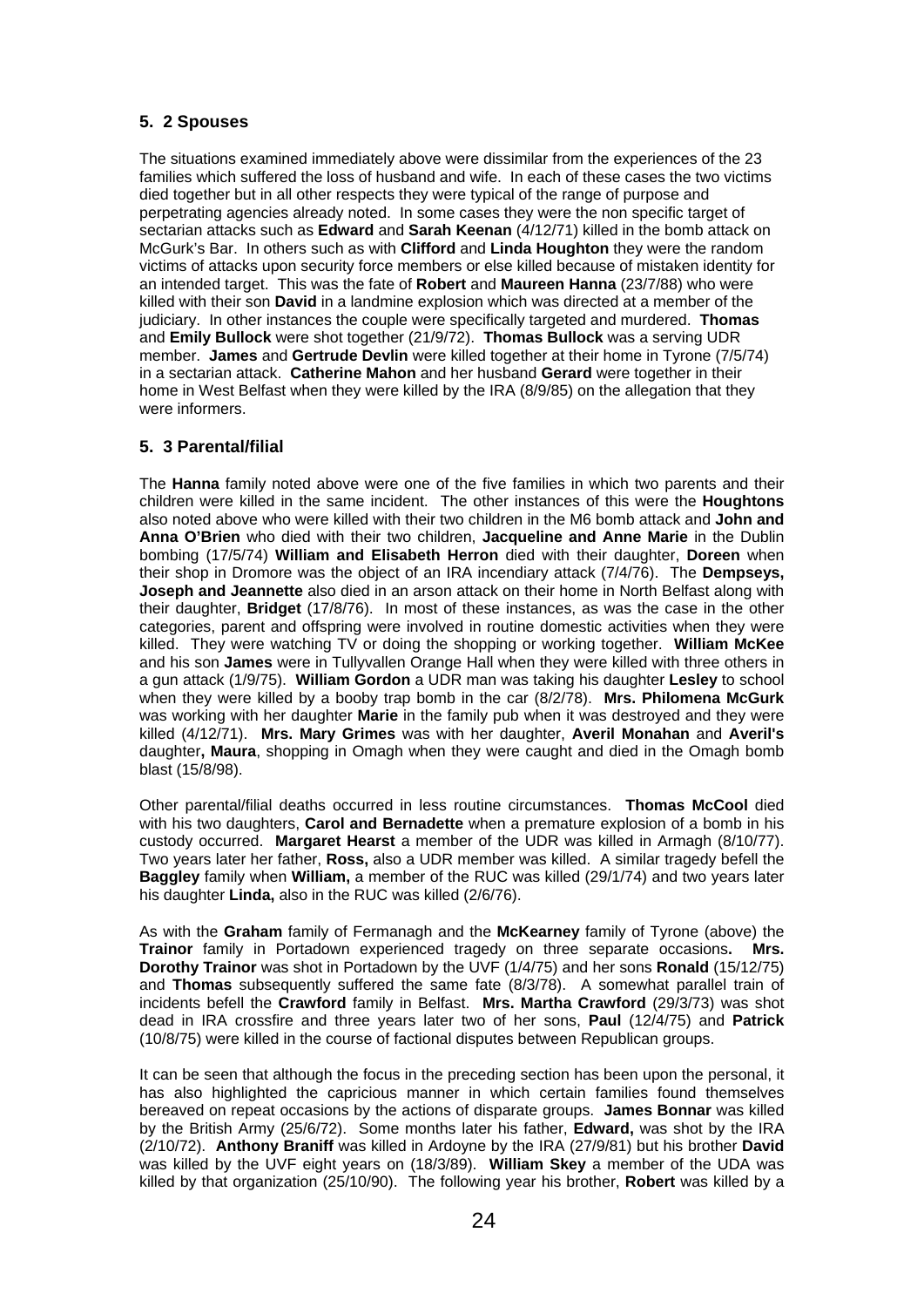## 5. 2 Spouses

The situations examined immediately above were dissimilar from the experiences of the 23 families which suffered the loss of husband and wife. In each of these cases the two victims died together but in all other respects they were typical of the range of purpose and perpetrating agencies already noted. In some cases they were the non specific target of sectarian attacks such as **Edward** and **Sarah Keenan** (4/12/71) killed in the bomb attack on McGurk's Bar. In others such as with **Clifford** and **Linda Houghton** they were the random victims of attacks upon security force members or else killed because of mistaken identity for an intended target. This was the fate of **Robert** and **Maureen Hanna** (23/7/88) who were killed with their son **David** in a landmine explosion which was directed at a member of the judiciary. In other instances the couple were specifically targeted and murdered. **Thomas** and **Emily Bullock** were shot together (21/9/72). **Thomas Bullock** was a serving UDR member. **James** and **Gertrude Devlin** were killed together at their home in Tyrone (7/5/74) in a sectarian attack. **Catherine Mahon** and her husband **Gerard** were together in their home in West Belfast when they were killed by the IRA (8/9/85) on the allegation that they were informers.

## 5. 3 Parental/filial

The **Hanna** family noted above were one of the five families in which two parents and their children were killed in the same incident. The other instances of this were the **Houghtons** also noted above who were killed with their two children in the M6 bomb attack and **John and Anna O'Brien** who died with their two children, **Jacqueline and Anne Marie** in the Dublin bombing (17/5/74) **William and Elisabeth Herron** died with their daughter, **Doreen** when their shop in Dromore was the object of an IRA incendiary attack (7/4/76). The **Dempseys, Joseph and Jeannette** also died in an arson attack on their home in North Belfast along with their daughter, **Bridget** (17/8/76). In most of these instances, as was the case in the other categories, parent and offspring were involved in routine domestic activities when they were killed. They were watching TV or doing the shopping or working together. **William McKee** and his son **James** were in Tullyvallen Orange Hall when they were killed with three others in a gun attack (1/9/75). **William Gordon** a UDR man was taking his daughter **Lesley** to school when they were killed by a booby trap bomb in the car (8/2/78). **Mrs. Philomena McGurk** was working with her daughter **Marie** in the family pub when it was destroyed and they were killed (4/12/71). **Mrs. Mary Grimes** was with her daughter, **Averil Monahan** and **Averil's** daughter**, Maura**, shopping in Omagh when they were caught and died in the Omagh bomb blast (15/8/98).

Other parental/filial deaths occurred in less routine circumstances. **Thomas McCool** died with his two daughters, **Carol and Bernadette** when a premature explosion of a bomb in his custody occurred. **Margaret Hearst** a member of the UDR was killed in Armagh (8/10/77). Two years later her father, **Ross,** also a UDR member was killed. A similar tragedy befell the **Baggley** family when **William,** a member of the RUC was killed (29/1/74) and two years later his daughter **Linda,** also in the RUC was killed (2/6/76).

As with the **Graham** family of Fermanagh and the **McKearney** family of Tyrone (above) the **Trainor** family in Portadown experienced tragedy on three separate occasions**. Mrs. Dorothy Trainor** was shot in Portadown by the UVF (1/4/75) and her sons **Ronald** (15/12/75) and **Thomas** subsequently suffered the same fate (8/3/78). A somewhat parallel train of incidents befell the **Crawford** family in Belfast. **Mrs. Martha Crawford** (29/3/73) was shot dead in IRA crossfire and three years later two of her sons, **Paul** (12/4/75) and **Patrick** (10/8/75) were killed in the course of factional disputes between Republican groups.

It can be seen that although the focus in the preceding section has been upon the personal, it has also highlighted the capricious manner in which certain families found themselves bereaved on repeat occasions by the actions of disparate groups. **James Bonnar** was killed by the British Army (25/6/72). Some months later his father, **Edward,** was shot by the IRA (2/10/72). **Anthony Braniff** was killed in Ardoyne by the IRA (27/9/81) but his brother **David** was killed by the UVF eight years on (18/3/89). **William Skey** a member of the UDA was killed by that organization (25/10/90). The following year his brother, **Robert** was killed by a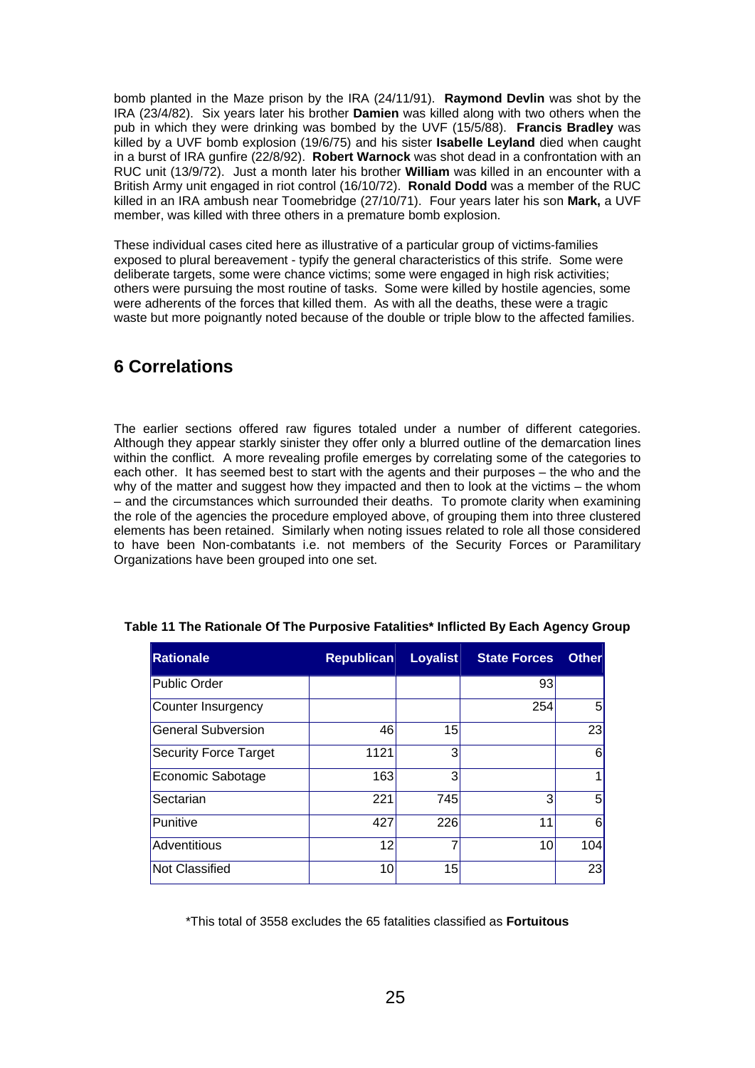bomb planted in the Maze prison by the IRA (24/11/91). **Raymond Devlin** was shot by the IRA (23/4/82). Six years later his brother **Damien** was killed along with two others when the pub in which they were drinking was bombed by the UVF (15/5/88). **Francis Bradley** was killed by a UVF bomb explosion (19/6/75) and his sister **Isabelle Leyland** died when caught in a burst of IRA gunfire (22/8/92). **Robert Warnock** was shot dead in a confrontation with an RUC unit (13/9/72). Just a month later his brother **William** was killed in an encounter with a British Army unit engaged in riot control (16/10/72). **Ronald Dodd** was a member of the RUC killed in an IRA ambush near Toomebridge (27/10/71). Four years later his son **Mark,** a UVF member, was killed with three others in a premature bomb explosion.

These individual cases cited here as illustrative of a particular group of victims-families exposed to plural bereavement - typify the general characteristics of this strife. Some were deliberate targets, some were chance victims; some were engaged in high risk activities; others were pursuing the most routine of tasks. Some were killed by hostile agencies, some were adherents of the forces that killed them. As with all the deaths, these were a tragic waste but more poignantly noted because of the double or triple blow to the affected families.

## 6 Correlations

The earlier sections offered raw figures totaled under a number of different categories. Although they appear starkly sinister they offer only a blurred outline of the demarcation lines within the conflict. A more revealing profile emerges by correlating some of the categories to each other. It has seemed best to start with the agents and their purposes – the who and the why of the matter and suggest how they impacted and then to look at the victims – the whom – and the circumstances which surrounded their deaths. To promote clarity when examining the role of the agencies the procedure employed above, of grouping them into three clustered elements has been retained. Similarly when noting issues related to role all those considered to have been Non-combatants i.e. not members of the Security Forces or Paramilitary Organizations have been grouped into one set.

**Table 11 The Rationale Of The Purposive Fatalities\* Inflicted By Each Agency Group**

| Rationale | Republican | Loyalist | State Forces | Other |
|---|---|---|---|---|
| Public Order | | | 93 | |
| Counter Insurgency | | | 254 | 5 |
| General Subversion | 46 | 15 | | 23 |
| Security Force Target | 1121 | 3 | | 6 |
| Economic Sabotage | 163 | 3 | | 1 |
| Sectarian | 221 | 745 | 3 | 5 |
| Punitive | 427 | 226 | 11 | 6 |
| Adventitious | 12 | 7 | 10 | 104 |
| Not Classified | 10 | 15 | | 23 |

\*This total of 3558 excludes the 65 fatalities classified as **Fortuitous**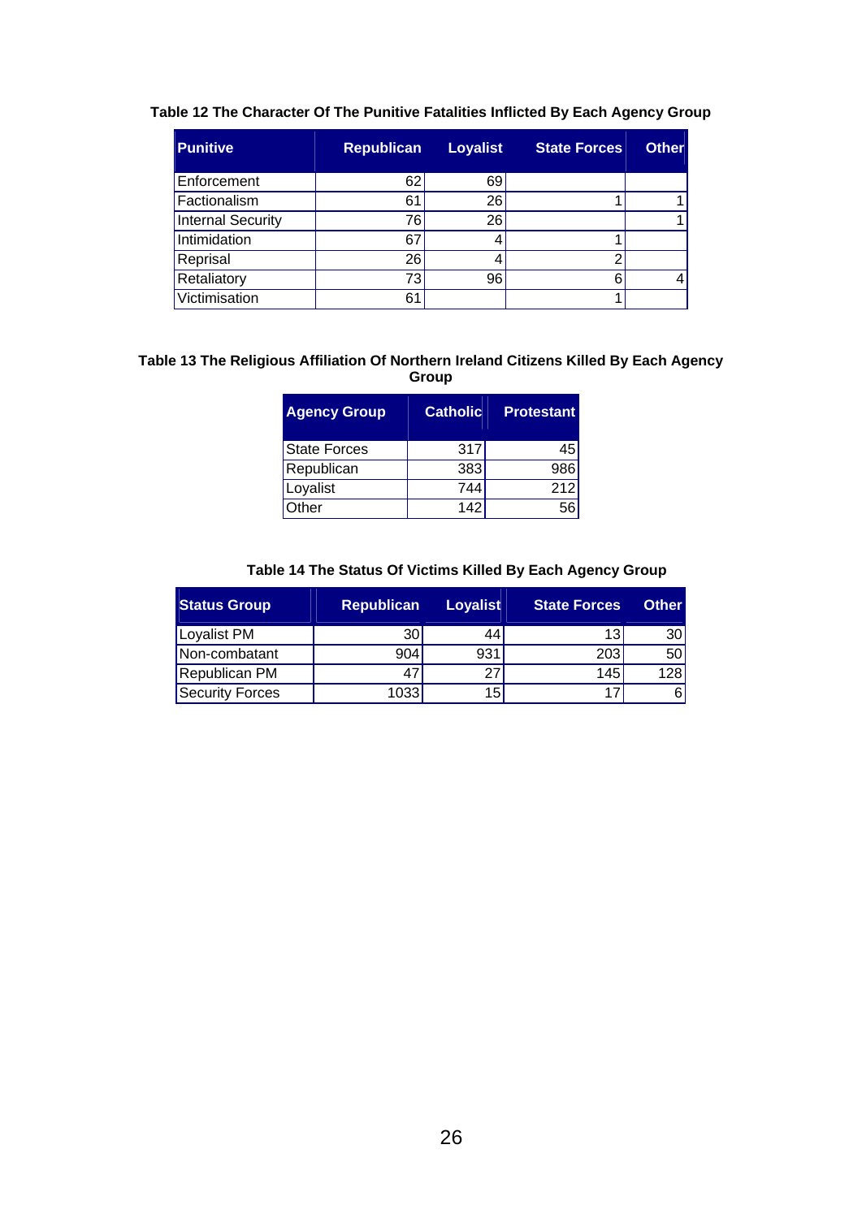**Table 12 The Character Of The Punitive Fatalities Inflicted By Each Agency Group**

| Punitive | Republican | Loyalist | State Forces | Other |
|---|---|---|---|---|
| Enforcement | 62 | 69 | | |
| Factionalism | 61 | 26 | 1 | 1 |
| Internal Security | 76 | 26 | | 1 |
| Intimidation | 67 | 4 | 1 | |
| Reprisal | 26 | 4 | 2 | |
| Retaliatory | 73 | 96 | 6 | 4 |
| Victimisation | 61 | | 1 | |

**Table 13 The Religious Affiliation Of Northern Ireland Citizens Killed By Each Agency Group**

| Agency Group | Catholic | Protestant |
|---|---|---|
| State Forces | 317 | 45 |
| Republican | 383 | 986 |
| Loyalist | 744 | 212 |
| Other | 142 | 56 |

**Table 14 The Status Of Victims Killed By Each Agency Group**

| Status Group | Republican | Loyalist | State Forces | Other |
|---|---|---|---|---|
| Loyalist PM | 30 | 44 | 13 | 30 |
| Non-combatant | 904 | 931 | 203 | 50 |
| Republican PM | 47 | 27 | 145 | 128 |
| Security Forces | 1033 | 15 | 17 | 6 |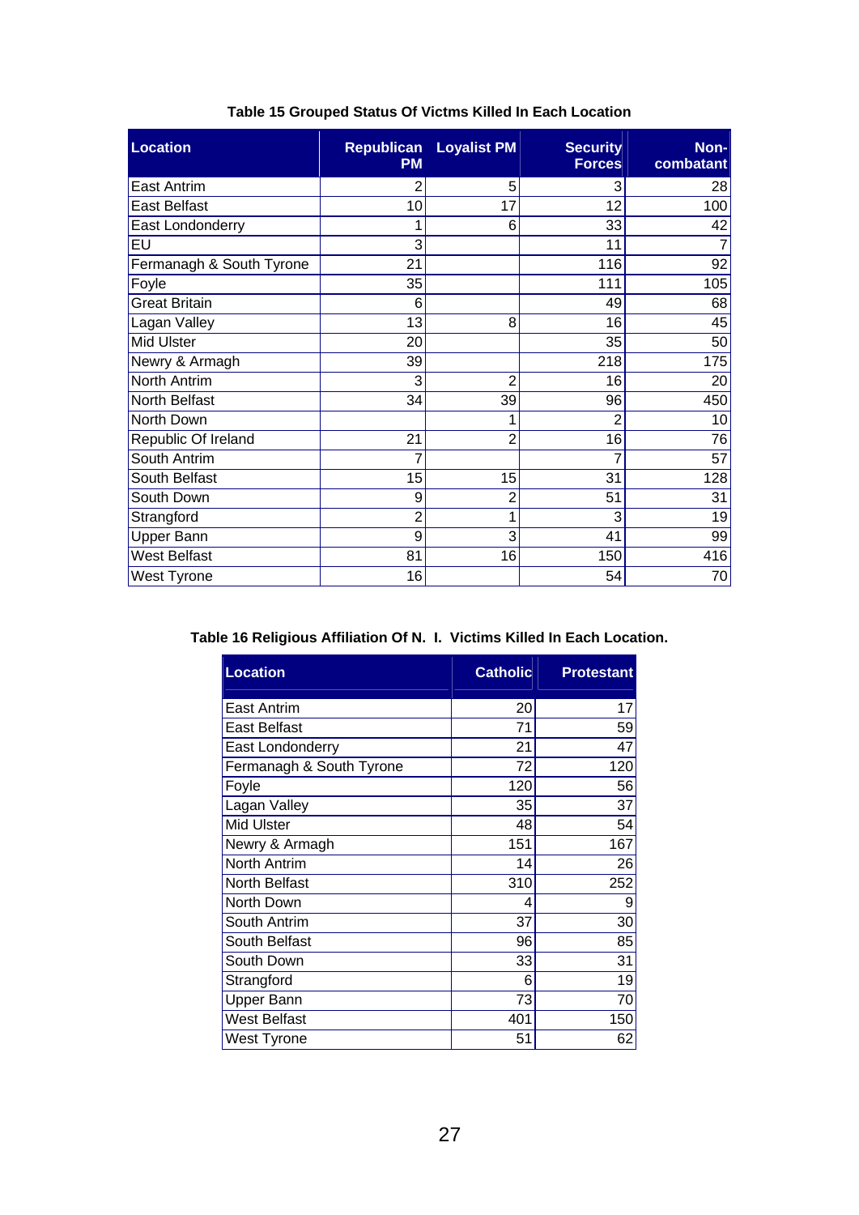**Table 15 Grouped Status Of Victms Killed In Each Location**

| Location | Republican PM | Loyalist PM | Security Forces | Non-combatant |
|---|---|---|---|---|
| East Antrim | 2 | 5 | 3 | 28 |
| East Belfast | 10 | 17 | 12 | 100 |
| East Londonderry | 1 | 6 | 33 | 42 |
| EU | 3 | | 11 | 7 |
| Fermanagh & South Tyrone | 21 | | 116 | 92 |
| Foyle | 35 | | 111 | 105 |
| Great Britain | 6 | | 49 | 68 |
| Lagan Valley | 13 | 8 | 16 | 45 |
| Mid Ulster | 20 | | 35 | 50 |
| Newry & Armagh | 39 | | 218 | 175 |
| North Antrim | 3 | 2 | 16 | 20 |
| North Belfast | 34 | 39 | 96 | 450 |
| North Down | | 1 | 2 | 10 |
| Republic Of Ireland | 21 | 2 | 16 | 76 |
| South Antrim | 7 | | 7 | 57 |
| South Belfast | 15 | 15 | 31 | 128 |
| South Down | 9 | 2 | 51 | 31 |
| Strangford | 2 | 1 | 3 | 19 |
| Upper Bann | 9 | 3 | 41 | 99 |
| West Belfast | 81 | 16 | 150 | 416 |
| West Tyrone | 16 | | 54 | 70 |

**Table 16 Religious Affiliation Of N. I. Victims Killed In Each Location.**

| Location | Catholic | Protestant |
|---|---|---|
| East Antrim | 20 | 17 |
| East Belfast | 71 | 59 |
| East Londonderry | 21 | 47 |
| Fermanagh & South Tyrone | 72 | 120 |
| Foyle | 120 | 56 |
| Lagan Valley | 35 | 37 |
| Mid Ulster | 48 | 54 |
| Newry & Armagh | 151 | 167 |
| North Antrim | 14 | 26 |
| North Belfast | 310 | 252 |
| North Down | 4 | 9 |
| South Antrim | 37 | 30 |
| South Belfast | 96 | 85 |
| South Down | 33 | 31 |
| Strangford | 6 | 19 |
| Upper Bann | 73 | 70 |
| West Belfast | 401 | 150 |
| West Tyrone | 51 | 62 |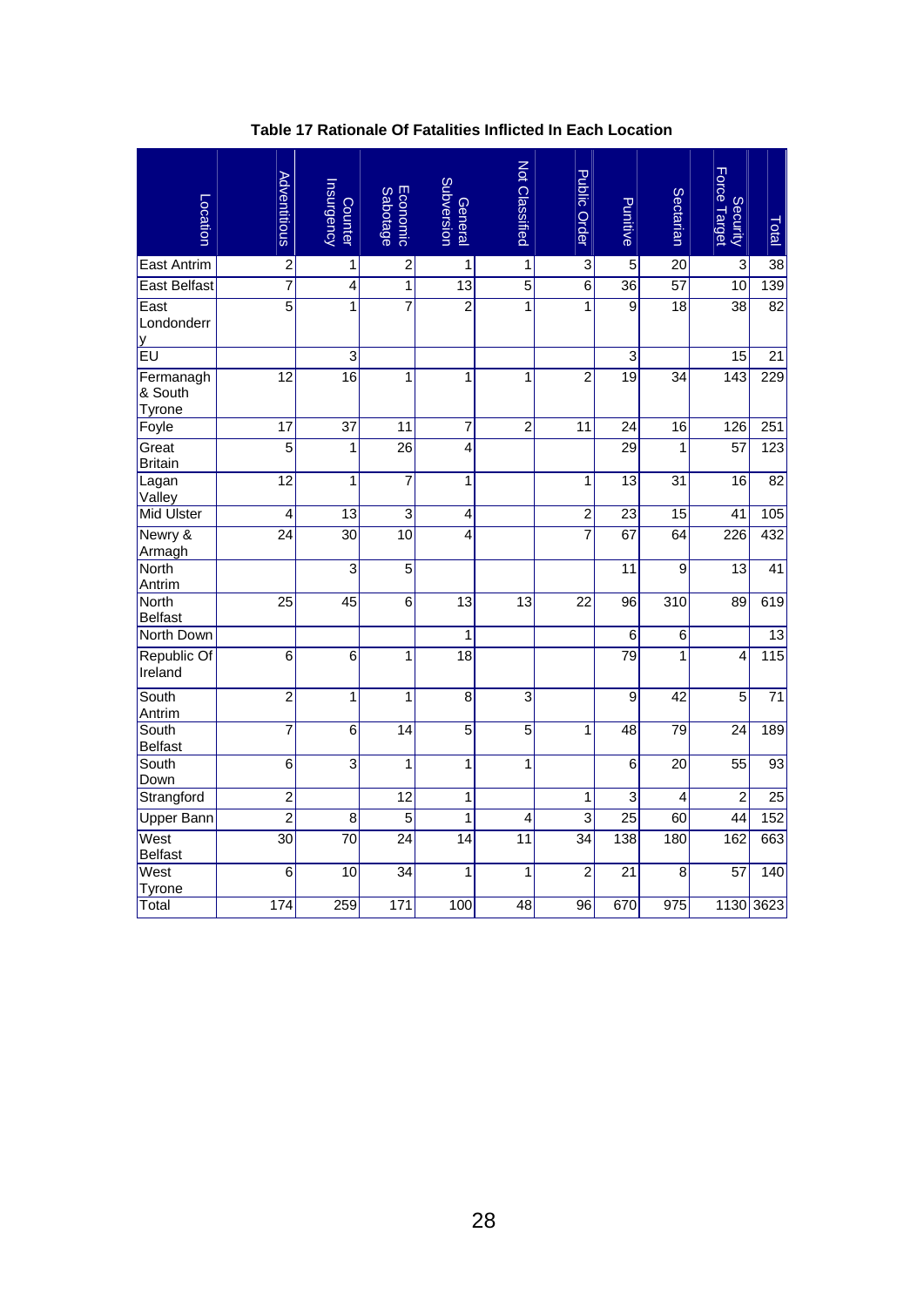**Table 17 Rationale Of Fatalities Inflicted In Each Location**

| Location | Adventitious | Counter Insurgency | Economic Sabotage | General Subversion | Not Classified | Public Order | Punitive | Sectarian | Security Force Target | Total |
|---|---|---|---|---|---|---|---|---|---|---|
| East Antrim | 2 | 1 | 2 | 1 | 1 | 3 | 5 | 20 | 3 | 38 |
| East Belfast | 7 | 4 | 1 | 13 | 5 | 6 | 36 | 57 | 10 | 139 |
| East Londonderry | 5 | 1 | 7 | 2 | 1 | 1 | 9 | 18 | 38 | 82 |
| EU | | 3 | | | | | 3 | | 15 | 21 |
| Fermanagh & South Tyrone | 12 | 16 | 1 | 1 | 1 | 2 | 19 | 34 | 143 | 229 |
| Foyle | 17 | 37 | 11 | 7 | 2 | 11 | 24 | 16 | 126 | 251 |
| Great Britain | 5 | 1 | 26 | 4 | | | 29 | 1 | 57 | 123 |
| Lagan Valley | 12 | 1 | 7 | 1 | | 1 | 13 | 31 | 16 | 82 |
| Mid Ulster | 4 | 13 | 3 | 4 | | 2 | 23 | 15 | 41 | 105 |
| Newry & Armagh | 24 | 30 | 10 | 4 | | 7 | 67 | 64 | 226 | 432 |
| North Antrim | | 3 | 5 | | | | 11 | 9 | 13 | 41 |
| North Belfast | 25 | 45 | 6 | 13 | 13 | 22 | 96 | 310 | 89 | 619 |
| North Down | | | | 1 | | | 6 | 6 | | 13 |
| Republic Of Ireland | 6 | 6 | 1 | 18 | | | 79 | 1 | 4 | 115 |
| South Antrim | 2 | 1 | 1 | 8 | 3 | | 9 | 42 | 5 | 71 |
| South Belfast | 7 | 6 | 14 | 5 | 5 | 1 | 48 | 79 | 24 | 189 |
| South Down | 6 | 3 | 1 | 1 | 1 | | 6 | 20 | 55 | 93 |
| Strangford | 2 | | 12 | 1 | | 1 | 3 | 4 | 2 | 25 |
| Upper Bann | 2 | 8 | 5 | 1 | 4 | 3 | 25 | 60 | 44 | 152 |
| West Belfast | 30 | 70 | 24 | 14 | 11 | 34 | 138 | 180 | 162 | 663 |
| West Tyrone | 6 | 10 | 34 | 1 | 1 | 2 | 21 | 8 | 57 | 140 |
| Total | 174 | 259 | 171 | 100 | 48 | 96 | 670 | 975 | 1130 | 3623 |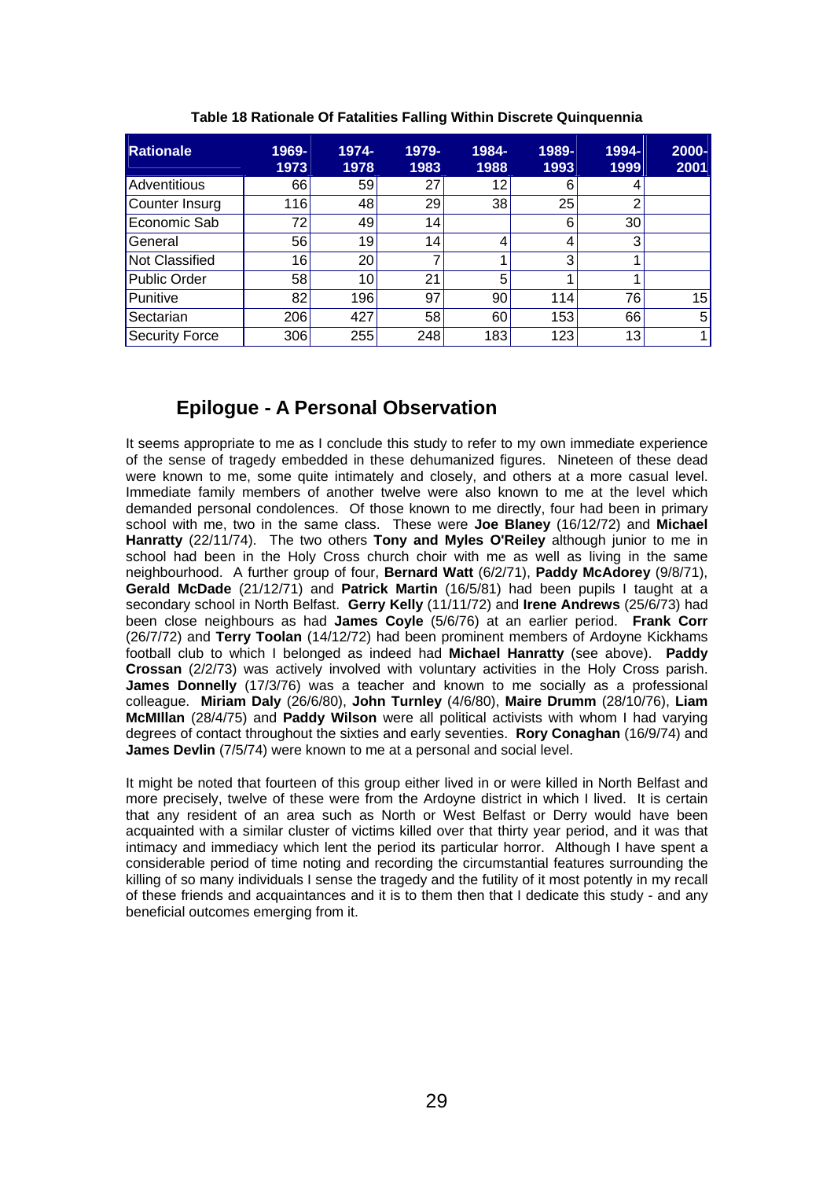**Table 18 Rationale Of Fatalities Falling Within Discrete Quinquennia**

| Rationale | 1969-1973 | 1974-1978 | 1979-1983 | 1984-1988 | 1989-1993 | 1994-1999 | 2000-2001 |
|---|---|---|---|---|---|---|---|
| Adventitious | 66 | 59 | 27 | 12 | 6 | 4 | |
| Counter Insurg | 116 | 48 | 29 | 38 | 25 | 2 | |
| Economic Sab | 72 | 49 | 14 | | 6 | 30 | |
| General | 56 | 19 | 14 | 4 | 4 | 3 | |
| Not Classified | 16 | 20 | 7 | 1 | 3 | 1 | |
| Public Order | 58 | 10 | 21 | 5 | 1 | 1 | |
| Punitive | 82 | 196 | 97 | 90 | 114 | 76 | 15 |
| Sectarian | 206 | 427 | 58 | 60 | 153 | 66 | 5 |
| Security Force | 306 | 255 | 248 | 183 | 123 | 13 | 1 |

## Epilogue - A Personal Observation

It seems appropriate to me as I conclude this study to refer to my own immediate experience of the sense of tragedy embedded in these dehumanized figures. Nineteen of these dead were known to me, some quite intimately and closely, and others at a more casual level. Immediate family members of another twelve were also known to me at the level which demanded personal condolences. Of those known to me directly, four had been in primary school with me, two in the same class. These were **Joe Blaney** (16/12/72) and **Michael Hanratty** (22/11/74). The two others **Tony and Myles O'Reiley** although junior to me in school had been in the Holy Cross church choir with me as well as living in the same neighbourhood. A further group of four, **Bernard Watt** (6/2/71), **Paddy McAdorey** (9/8/71), **Gerald McDade** (21/12/71) and **Patrick Martin** (16/5/81) had been pupils I taught at a secondary school in North Belfast. **Gerry Kelly** (11/11/72) and **Irene Andrews** (25/6/73) had been close neighbours as had **James Coyle** (5/6/76) at an earlier period. **Frank Corr** (26/7/72) and **Terry Toolan** (14/12/72) had been prominent members of Ardoyne Kickhams football club to which I belonged as indeed had **Michael Hanratty** (see above). **Paddy Crossan** (2/2/73) was actively involved with voluntary activities in the Holy Cross parish. **James Donnelly** (17/3/76) was a teacher and known to me socially as a professional colleague. **Miriam Daly** (26/6/80), **John Turnley** (4/6/80), **Maire Drumm** (28/10/76), **Liam McMIllan** (28/4/75) and **Paddy Wilson** were all political activists with whom I had varying degrees of contact throughout the sixties and early seventies. **Rory Conaghan** (16/9/74) and **James Devlin** (7/5/74) were known to me at a personal and social level.

It might be noted that fourteen of this group either lived in or were killed in North Belfast and more precisely, twelve of these were from the Ardoyne district in which I lived. It is certain that any resident of an area such as North or West Belfast or Derry would have been acquainted with a similar cluster of victims killed over that thirty year period, and it was that intimacy and immediacy which lent the period its particular horror. Although I have spent a considerable period of time noting and recording the circumstantial features surrounding the killing of so many individuals I sense the tragedy and the futility of it most potently in my recall of these friends and acquaintances and it is to them then that I dedicate this study - and any beneficial outcomes emerging from it.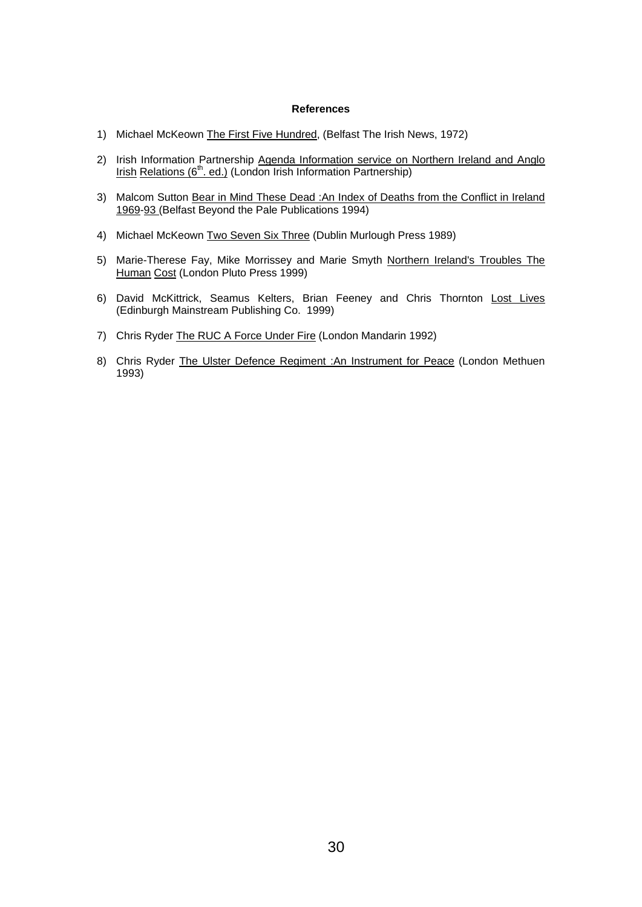**References**

1) Michael McKeown The First Five Hundred, (Belfast The Irish News, 1972)

2) Irish Information Partnership Agenda Information service on Northern Ireland and Anglo Irish Relations (6th. ed.) (London Irish Information Partnership)

3) Malcom Sutton Bear in Mind These Dead :An Index of Deaths from the Conflict in Ireland 1969-93 (Belfast Beyond the Pale Publications 1994)

4) Michael McKeown Two Seven Six Three (Dublin Murlough Press 1989)

5) Marie-Therese Fay, Mike Morrissey and Marie Smyth Northern Ireland's Troubles The Human Cost (London Pluto Press 1999)

6) David McKittrick, Seamus Kelters, Brian Feeney and Chris Thornton Lost Lives (Edinburgh Mainstream Publishing Co. 1999)

7) Chris Ryder The RUC A Force Under Fire (London Mandarin 1992)

8) Chris Ryder The Ulster Defence Regiment :An Instrument for Peace (London Methuen 1993)